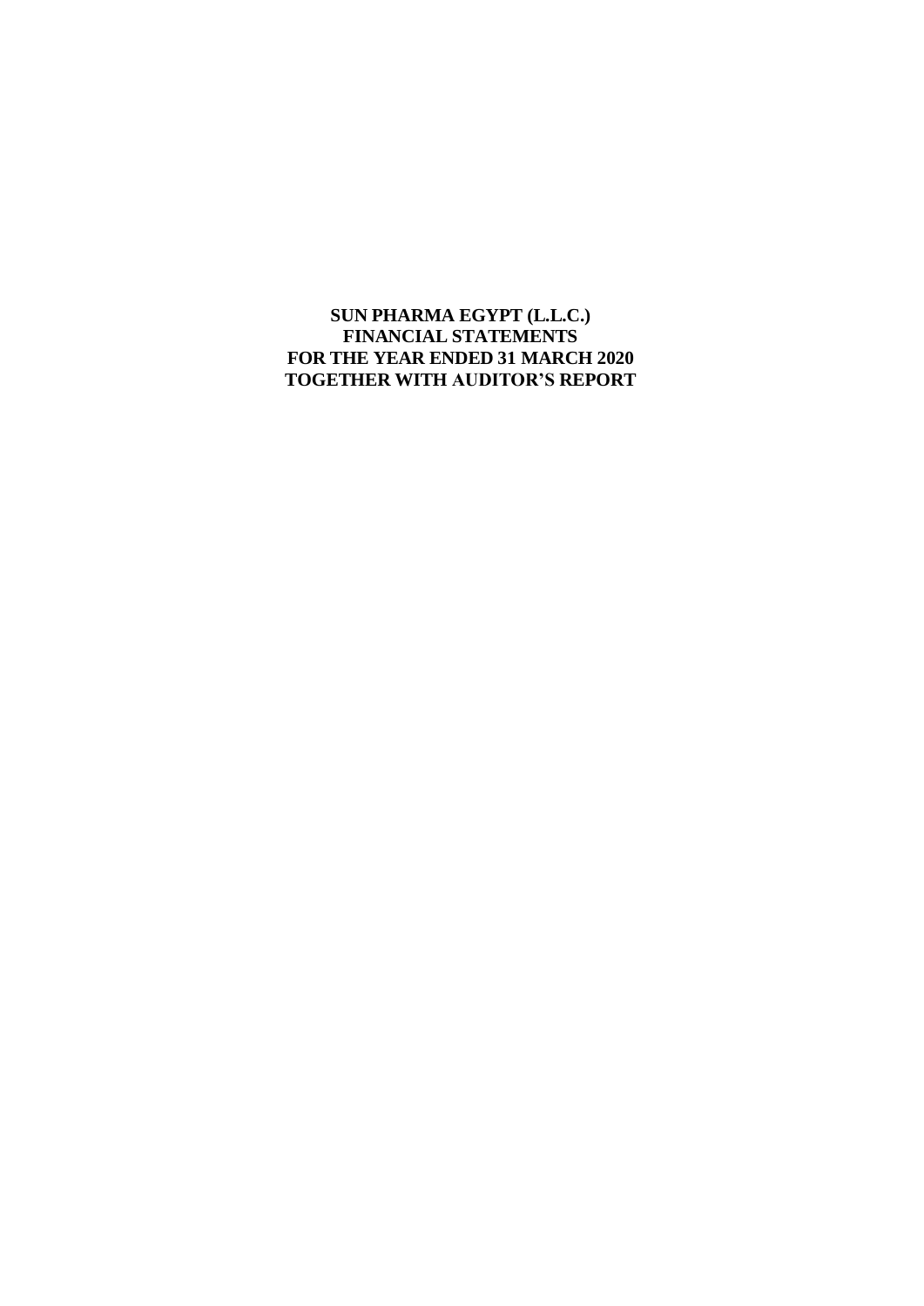**SUN PHARMA EGYPT (L.L.C.)**
**FINANCIAL STATEMENTS**
**FOR THE YEAR ENDED 31 MARCH 2020**
**TOGETHER WITH AUDITOR'S REPORT**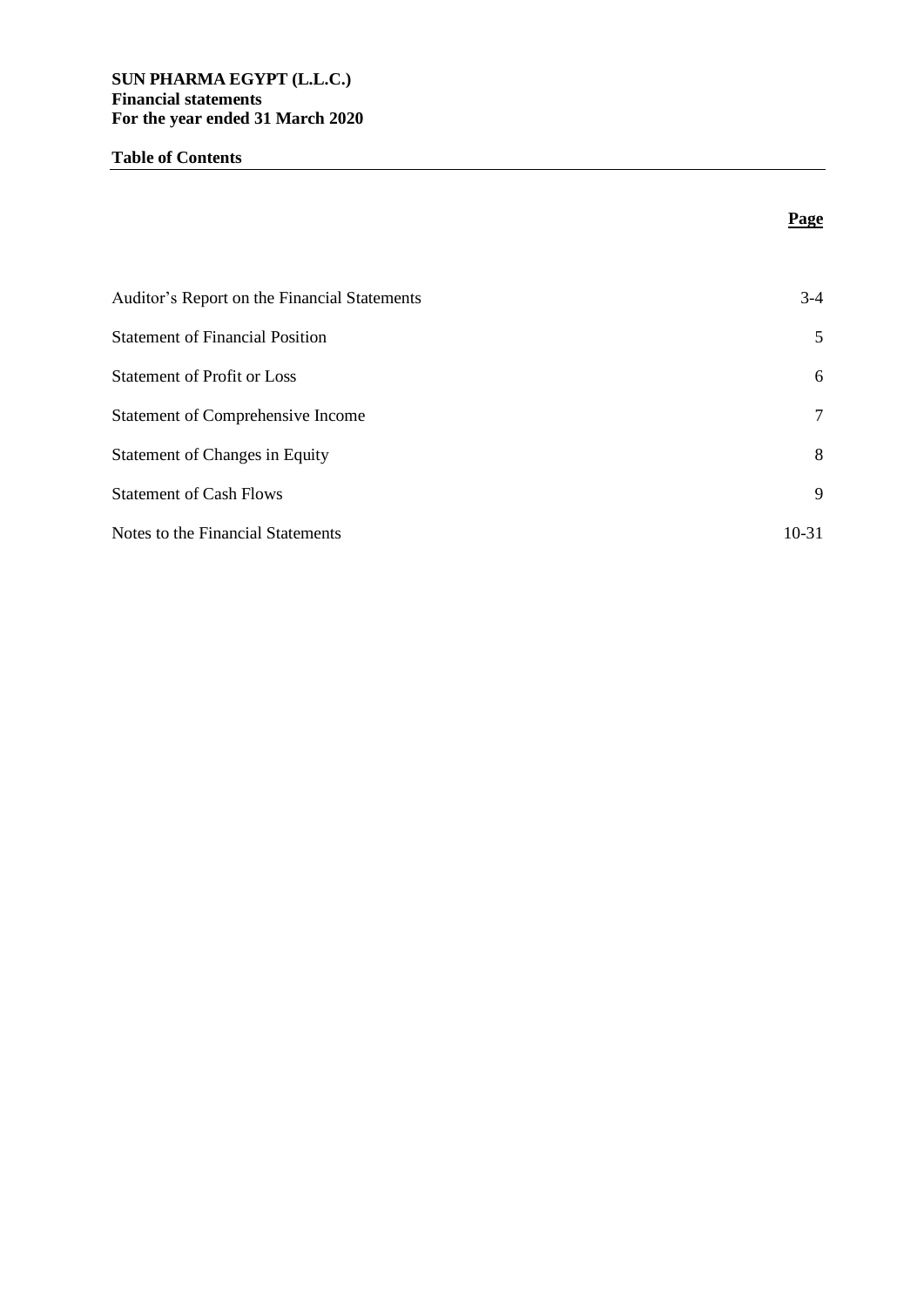**SUN PHARMA EGYPT (L.L.C.)**
**Financial statements**
**For the year ended 31 March 2020**

## Table of Contents

| | Page |
|---|---|
| Auditor's Report on the Financial Statements | 3-4 |
| Statement of Financial Position | 5 |
| Statement of Profit or Loss | 6 |
| Statement of Comprehensive Income | 7 |
| Statement of Changes in Equity | 8 |
| Statement of Cash Flows | 9 |
| Notes to the Financial Statements | 10-31 |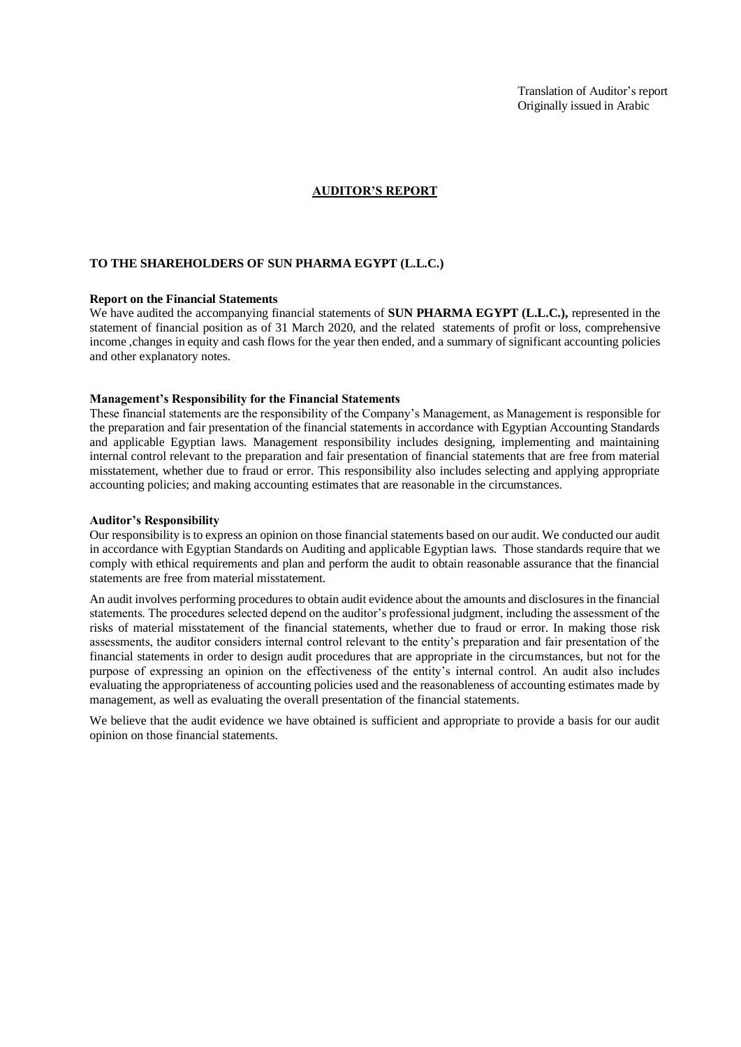Translation of Auditor's report
Originally issued in Arabic

# AUDITOR'S REPORT

**TO THE SHAREHOLDERS OF SUN PHARMA EGYPT (L.L.C.)**

**Report on the Financial Statements**

We have audited the accompanying financial statements of **SUN PHARMA EGYPT (L.L.C.),** represented in the statement of financial position as of 31 March 2020, and the related statements of profit or loss, comprehensive income ,changes in equity and cash flows for the year then ended, and a summary of significant accounting policies and other explanatory notes.

**Management's Responsibility for the Financial Statements**

These financial statements are the responsibility of the Company's Management, as Management is responsible for the preparation and fair presentation of the financial statements in accordance with Egyptian Accounting Standards and applicable Egyptian laws. Management responsibility includes designing, implementing and maintaining internal control relevant to the preparation and fair presentation of financial statements that are free from material misstatement, whether due to fraud or error. This responsibility also includes selecting and applying appropriate accounting policies; and making accounting estimates that are reasonable in the circumstances.

**Auditor's Responsibility**

Our responsibility is to express an opinion on those financial statements based on our audit. We conducted our audit in accordance with Egyptian Standards on Auditing and applicable Egyptian laws. Those standards require that we comply with ethical requirements and plan and perform the audit to obtain reasonable assurance that the financial statements are free from material misstatement.

An audit involves performing procedures to obtain audit evidence about the amounts and disclosures in the financial statements. The procedures selected depend on the auditor's professional judgment, including the assessment of the risks of material misstatement of the financial statements, whether due to fraud or error. In making those risk assessments, the auditor considers internal control relevant to the entity's preparation and fair presentation of the financial statements in order to design audit procedures that are appropriate in the circumstances, but not for the purpose of expressing an opinion on the effectiveness of the entity's internal control. An audit also includes evaluating the appropriateness of accounting policies used and the reasonableness of accounting estimates made by management, as well as evaluating the overall presentation of the financial statements.

We believe that the audit evidence we have obtained is sufficient and appropriate to provide a basis for our audit opinion on those financial statements.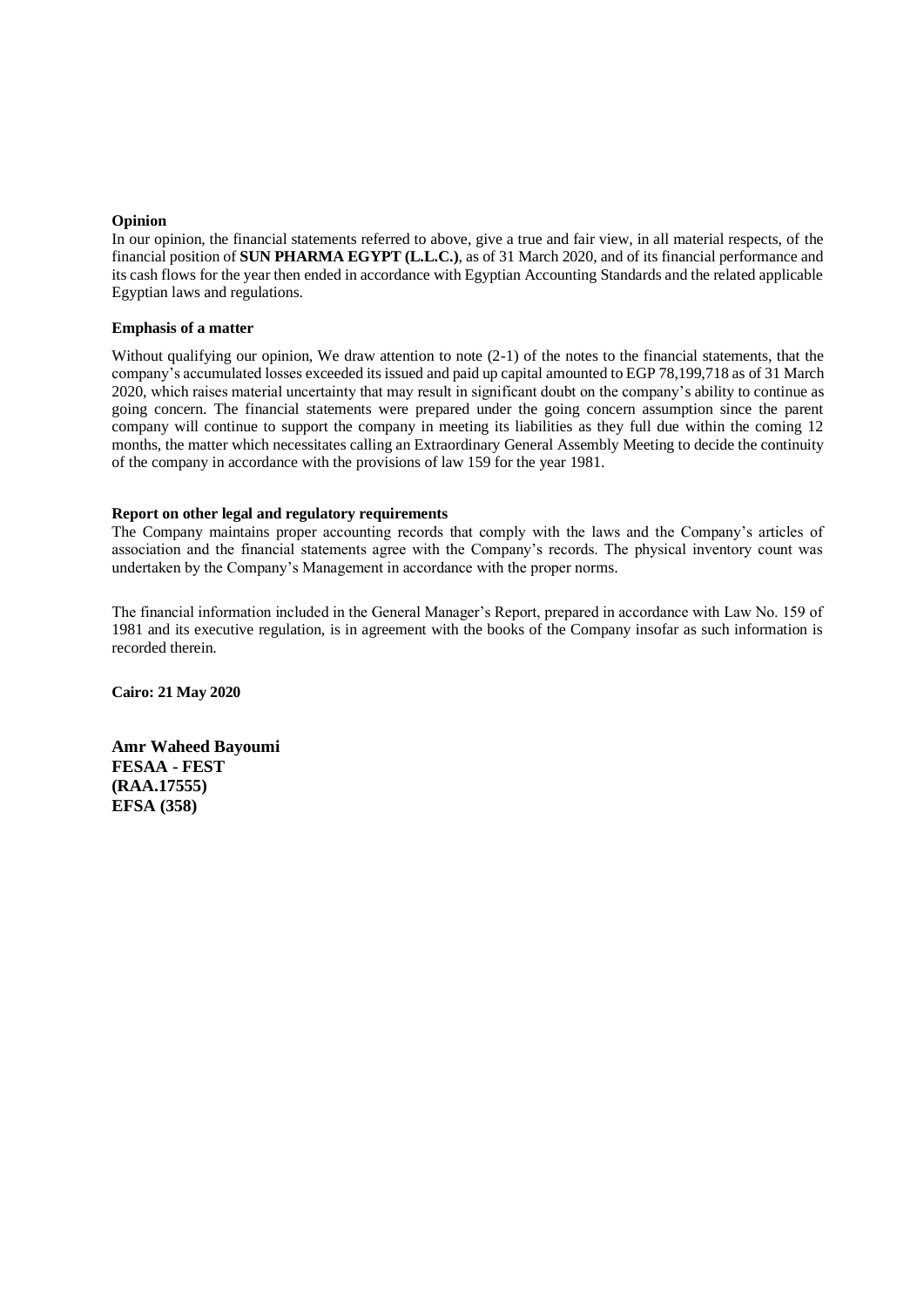**Opinion**

In our opinion, the financial statements referred to above, give a true and fair view, in all material respects, of the financial position of **SUN PHARMA EGYPT (L.L.C.)**, as of 31 March 2020, and of its financial performance and its cash flows for the year then ended in accordance with Egyptian Accounting Standards and the related applicable Egyptian laws and regulations.

**Emphasis of a matter**

Without qualifying our opinion, We draw attention to note (2-1) of the notes to the financial statements, that the company's accumulated losses exceeded its issued and paid up capital amounted to EGP 78,199,718 as of 31 March 2020, which raises material uncertainty that may result in significant doubt on the company's ability to continue as going concern. The financial statements were prepared under the going concern assumption since the parent company will continue to support the company in meeting its liabilities as they full due within the coming 12 months, the matter which necessitates calling an Extraordinary General Assembly Meeting to decide the continuity of the company in accordance with the provisions of law 159 for the year 1981.

**Report on other legal and regulatory requirements**

The Company maintains proper accounting records that comply with the laws and the Company's articles of association and the financial statements agree with the Company's records. The physical inventory count was undertaken by the Company's Management in accordance with the proper norms.

The financial information included in the General Manager's Report, prepared in accordance with Law No. 159 of 1981 and its executive regulation, is in agreement with the books of the Company insofar as such information is recorded therein.

**Cairo: 21 May 2020**

**Amr Waheed Bayoumi**
**FESAA - FEST**
**(RAA.17555)**
**EFSA (358)**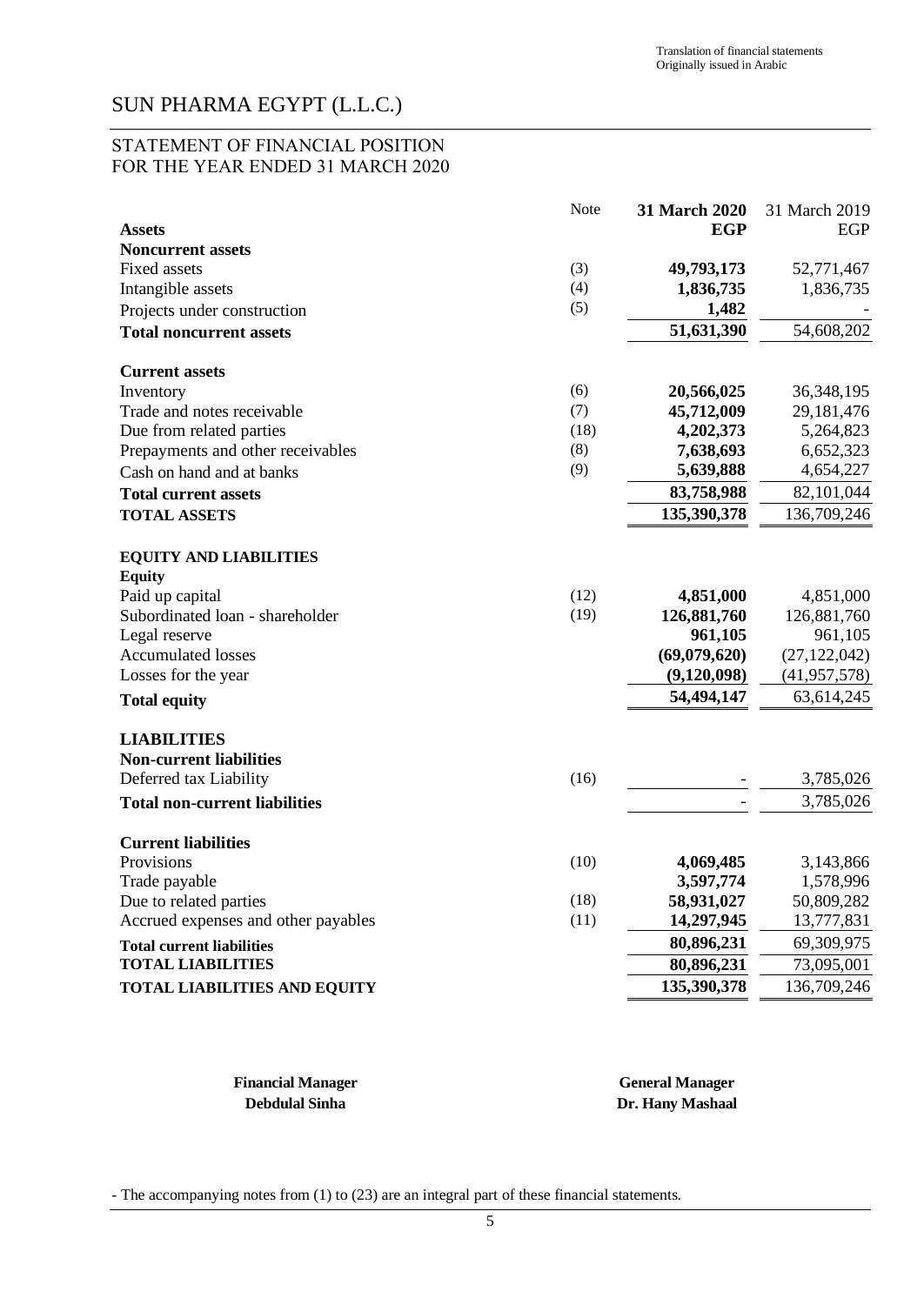Translation of financial statements
Originally issued in Arabic

# SUN PHARMA EGYPT (L.L.C.)

## STATEMENT OF FINANCIAL POSITION
## FOR THE YEAR ENDED 31 MARCH 2020

| | Note | **31 March 2020** | 31 March 2019 |
|---|---|---|---|
| **Assets** | | **EGP** | EGP |
| **Noncurrent assets** | | | |
| Fixed assets | (3) | **49,793,173** | 52,771,467 |
| Intangible assets | (4) | **1,836,735** | 1,836,735 |
| Projects under construction | (5) | **1,482** | - |
| **Total noncurrent assets** | | **51,631,390** | 54,608,202 |
| **Current assets** | | | |
| Inventory | (6) | **20,566,025** | 36,348,195 |
| Trade and notes receivable | (7) | **45,712,009** | 29,181,476 |
| Due from related parties | (18) | **4,202,373** | 5,264,823 |
| Prepayments and other receivables | (8) | **7,638,693** | 6,652,323 |
| Cash on hand and at banks | (9) | **5,639,888** | 4,654,227 |
| **Total current assets** | | **83,758,988** | 82,101,044 |
| **TOTAL ASSETS** | | **135,390,378** | 136,709,246 |
| **EQUITY AND LIABILITIES** | | | |
| **Equity** | | | |
| Paid up capital | (12) | **4,851,000** | 4,851,000 |
| Subordinated loan - shareholder | (19) | **126,881,760** | 126,881,760 |
| Legal reserve | | **961,105** | 961,105 |
| Accumulated losses | | **(69,079,620)** | (27,122,042) |
| Losses for the year | | **(9,120,098)** | (41,957,578) |
| **Total equity** | | **54,494,147** | 63,614,245 |
| **LIABILITIES** | | | |
| **Non-current liabilities** | | | |
| Deferred tax Liability | (16) | - | 3,785,026 |
| **Total non-current liabilities** | | - | 3,785,026 |
| **Current liabilities** | | | |
| Provisions | (10) | **4,069,485** | 3,143,866 |
| Trade payable | | **3,597,774** | 1,578,996 |
| Due to related parties | (18) | **58,931,027** | 50,809,282 |
| Accrued expenses and other payables | (11) | **14,297,945** | 13,777,831 |
| **Total current liabilities** | | **80,896,231** | 69,309,975 |
| **TOTAL LIABILITIES** | | **80,896,231** | 73,095,001 |
| **TOTAL LIABILITIES AND EQUITY** | | **135,390,378** | 136,709,246 |

**Financial Manager**
**Debdulal Sinha**

**General Manager**
**Dr. Hany Mashaal**

- The accompanying notes from (1) to (23) are an integral part of these financial statements.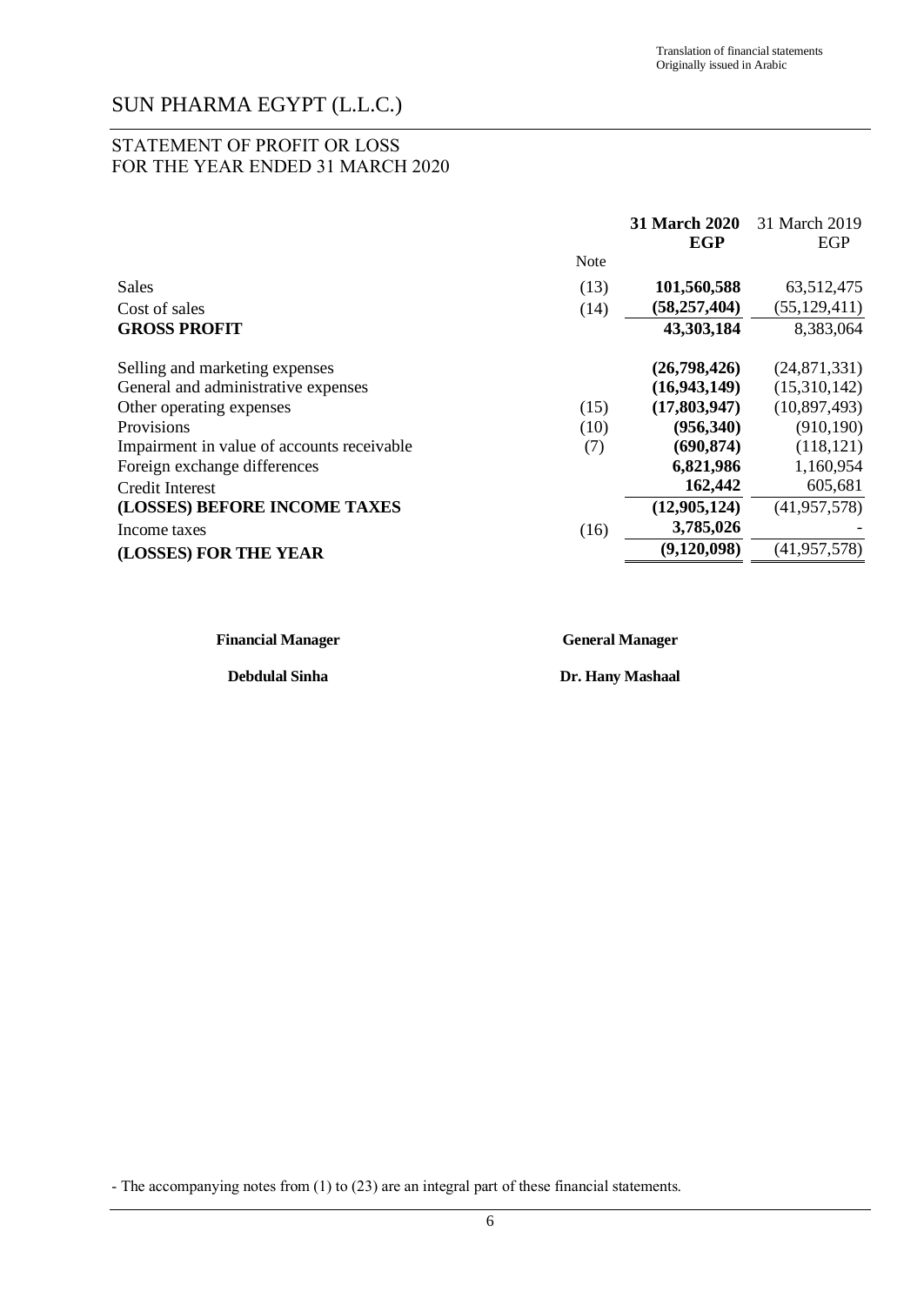Translation of financial statements
Originally issued in Arabic

# SUN PHARMA EGYPT (L.L.C.)

## STATEMENT OF PROFIT OR LOSS
## FOR THE YEAR ENDED 31 MARCH 2020

| | Note | **31 March 2020 EGP** | 31 March 2019 EGP |
|---|---|---|---|
| Sales | (13) | **101,560,588** | 63,512,475 |
| Cost of sales | (14) | **(58,257,404)** | (55,129,411) |
| **GROSS PROFIT** | | **43,303,184** | 8,383,064 |
| Selling and marketing expenses | | **(26,798,426)** | (24,871,331) |
| General and administrative expenses | | **(16,943,149)** | (15,310,142) |
| Other operating expenses | (15) | **(17,803,947)** | (10,897,493) |
| Provisions | (10) | **(956,340)** | (910,190) |
| Impairment in value of accounts receivable | (7) | **(690,874)** | (118,121) |
| Foreign exchange differences | | **6,821,986** | 1,160,954 |
| Credit Interest | | **162,442** | 605,681 |
| **(LOSSES) BEFORE INCOME TAXES** | | **(12,905,124)** | (41,957,578) |
| Income taxes | (16) | **3,785,026** | - |
| **(LOSSES) FOR THE YEAR** | | **(9,120,098)** | (41,957,578) |

| **Financial Manager** | **General Manager** |
|---|---|
| **Debdulal Sinha** | **Dr. Hany Mashaal** |

- The accompanying notes from (1) to (23) are an integral part of these financial statements.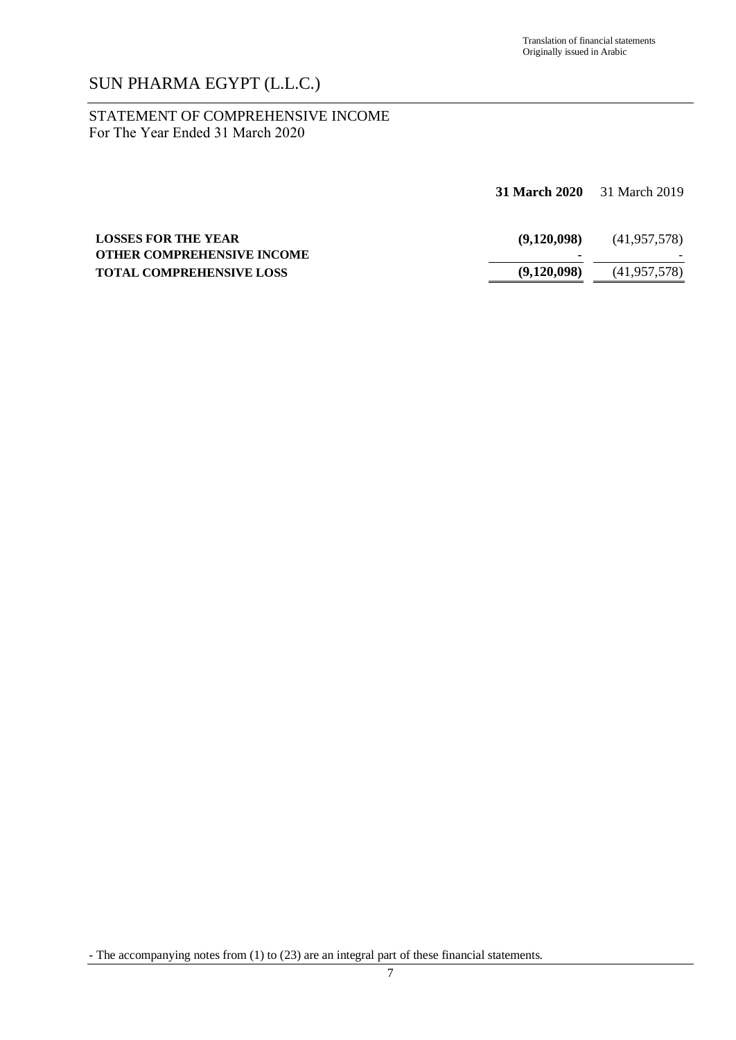Translation of financial statements
Originally issued in Arabic

# SUN PHARMA EGYPT (L.L.C.)

## STATEMENT OF COMPREHENSIVE INCOME
For The Year Ended 31 March 2020

| | **31 March 2020** | 31 March 2019 |
|---|---|---|
| **LOSSES FOR THE YEAR** | **(9,120,098)** | (41,957,578) |
| **OTHER COMPREHENSIVE INCOME** | - | - |
| **TOTAL COMPREHENSIVE LOSS** | **(9,120,098)** | (41,957,578) |

- The accompanying notes from (1) to (23) are an integral part of these financial statements.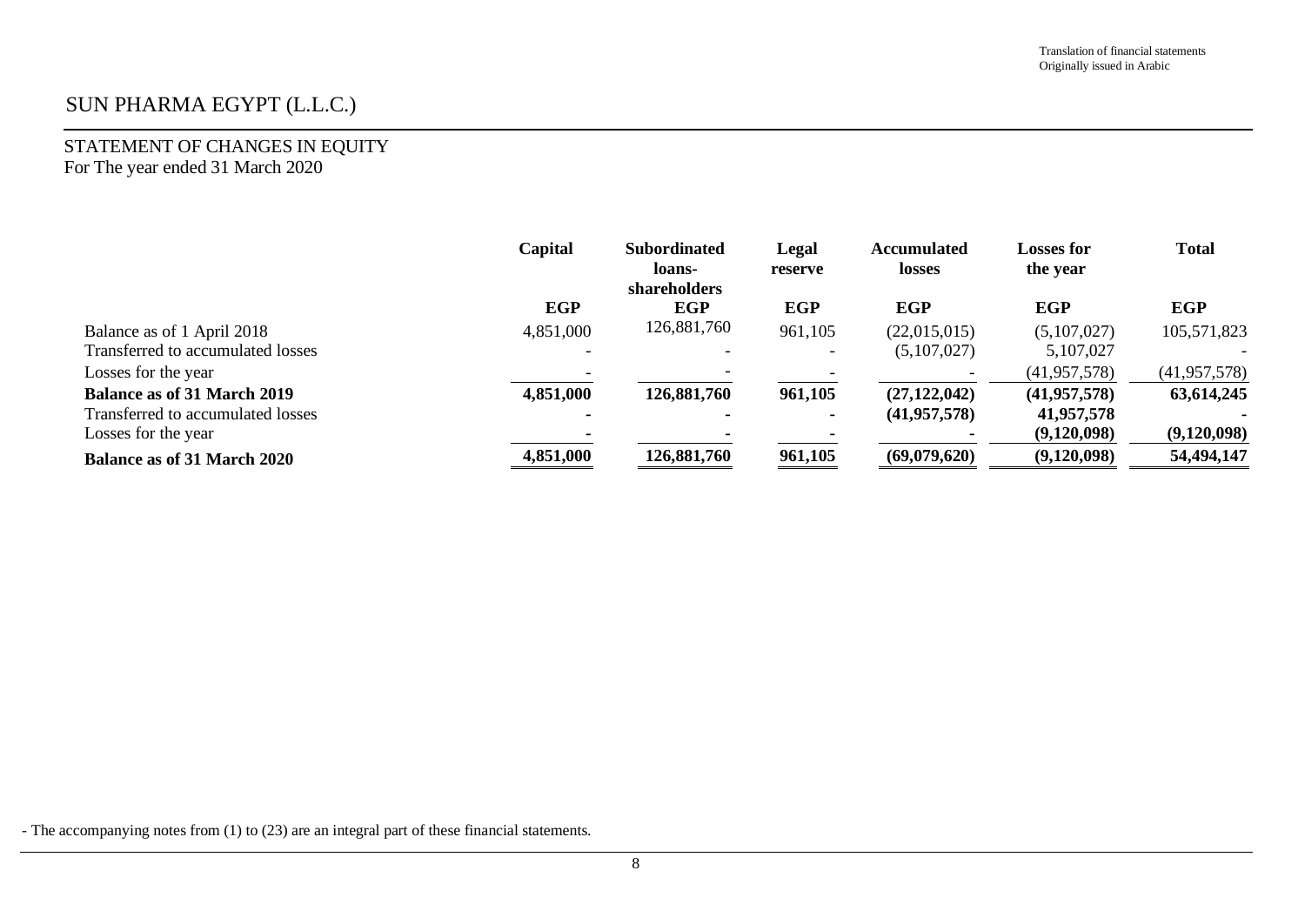Translation of financial statements
Originally issued in Arabic

# SUN PHARMA EGYPT (L.L.C.)

## STATEMENT OF CHANGES IN EQUITY
For The year ended 31 March 2020

| | Capital | Subordinated loans-shareholders | Legal reserve | Accumulated losses | Losses for the year | Total |
|---|---|---|---|---|---|---|
| | EGP | EGP | EGP | EGP | EGP | EGP |
| Balance as of 1 April 2018 | 4,851,000 | 126,881,760 | 961,105 | (22,015,015) | (5,107,027) | 105,571,823 |
| Transferred to accumulated losses | - | - | - | (5,107,027) | 5,107,027 | - |
| Losses for the year | - | - | - | - | (41,957,578) | (41,957,578) |
| **Balance as of 31 March 2019** | **4,851,000** | **126,881,760** | **961,105** | **(27,122,042)** | **(41,957,578)** | **63,614,245** |
| Transferred to accumulated losses | - | - | - | **(41,957,578)** | **41,957,578** | - |
| Losses for the year | - | - | - | - | **(9,120,098)** | **(9,120,098)** |
| **Balance as of 31 March 2020** | **4,851,000** | **126,881,760** | **961,105** | **(69,079,620)** | **(9,120,098)** | **54,494,147** |

- The accompanying notes from (1) to (23) are an integral part of these financial statements.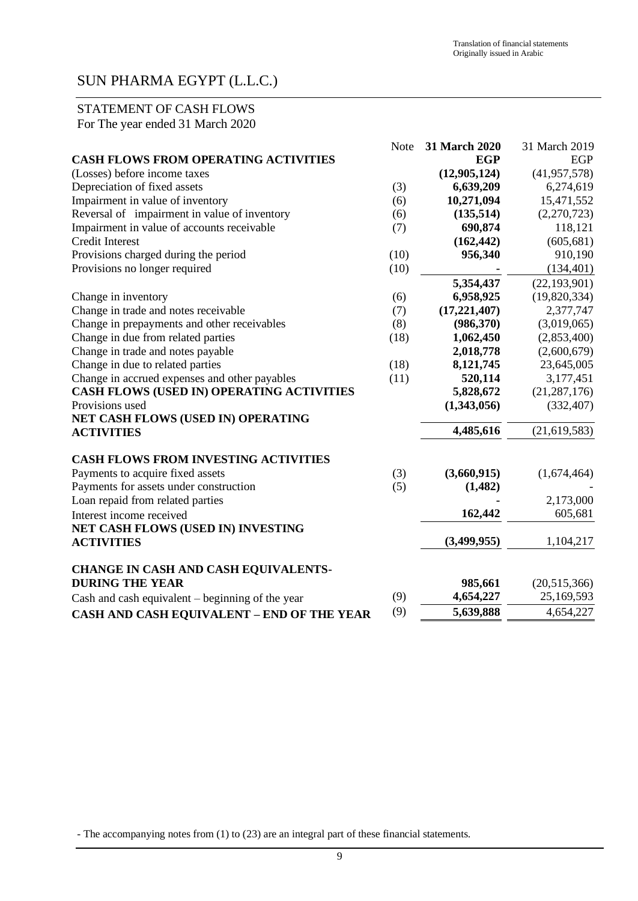Translation of financial statements
Originally issued in Arabic

# SUN PHARMA EGYPT (L.L.C.)

## STATEMENT OF CASH FLOWS

For The year ended 31 March 2020

| | Note | **31 March 2020** | 31 March 2019 |
|---|---|---|---|
| **CASH FLOWS FROM OPERATING ACTIVITIES** | | **EGP** | EGP |
| (Losses) before income taxes | | **(12,905,124)** | (41,957,578) |
| Depreciation of fixed assets | (3) | **6,639,209** | 6,274,619 |
| Impairment in value of inventory | (6) | **10,271,094** | 15,471,552 |
| Reversal of impairment in value of inventory | (6) | **(135,514)** | (2,270,723) |
| Impairment in value of accounts receivable | (7) | **690,874** | 118,121 |
| Credit Interest | | **(162,442)** | (605,681) |
| Provisions charged during the period | (10) | **956,340** | 910,190 |
| Provisions no longer required | (10) | **-** | (134,401) |
| | | **5,354,437** | (22,193,901) |
| Change in inventory | (6) | **6,958,925** | (19,820,334) |
| Change in trade and notes receivable | (7) | **(17,221,407)** | 2,377,747 |
| Change in prepayments and other receivables | (8) | **(986,370)** | (3,019,065) |
| Change in due from related parties | (18) | **1,062,450** | (2,853,400) |
| Change in trade and notes payable | | **2,018,778** | (2,600,679) |
| Change in due to related parties | (18) | **8,121,745** | 23,645,005 |
| Change in accrued expenses and other payables | (11) | **520,114** | 3,177,451 |
| **CASH FLOWS (USED IN) OPERATING ACTIVITIES** | | **5,828,672** | (21,287,176) |
| Provisions used | | **(1,343,056)** | (332,407) |
| **NET CASH FLOWS (USED IN) OPERATING ACTIVITIES** | | **4,485,616** | (21,619,583) |
| | | | |
| **CASH FLOWS FROM INVESTING ACTIVITIES** | | | |
| Payments to acquire fixed assets | (3) | **(3,660,915)** | (1,674,464) |
| Payments for assets under construction | (5) | **(1,482)** | - |
| Loan repaid from related parties | | **-** | 2,173,000 |
| Interest income received | | **162,442** | 605,681 |
| **NET CASH FLOWS (USED IN) INVESTING ACTIVITIES** | | **(3,499,955)** | 1,104,217 |
| | | | |
| **CHANGE IN CASH AND CASH EQUIVALENTS-DURING THE YEAR** | | **985,661** | (20,515,366) |
| Cash and cash equivalent – beginning of the year | (9) | **4,654,227** | 25,169,593 |
| **CASH AND CASH EQUIVALENT – END OF THE YEAR** | (9) | **5,639,888** | 4,654,227 |

- The accompanying notes from (1) to (23) are an integral part of these financial statements.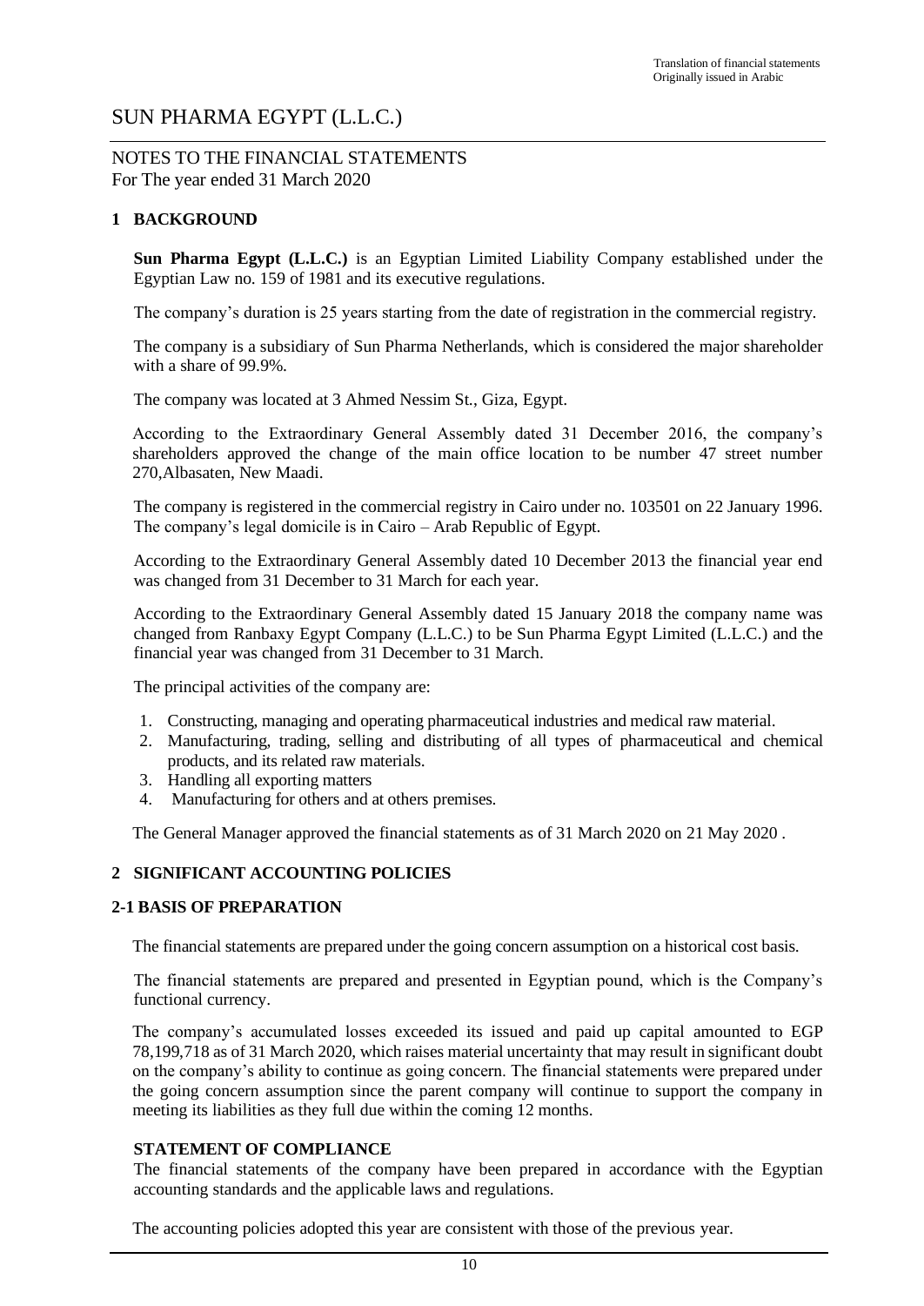Translation of financial statements
Originally issued in Arabic

# SUN PHARMA EGYPT (L.L.C.)

NOTES TO THE FINANCIAL STATEMENTS
For The year ended 31 March 2020

## 1 BACKGROUND

**Sun Pharma Egypt (L.L.C.)** is an Egyptian Limited Liability Company established under the Egyptian Law no. 159 of 1981 and its executive regulations.

The company's duration is 25 years starting from the date of registration in the commercial registry.

The company is a subsidiary of Sun Pharma Netherlands, which is considered the major shareholder with a share of 99.9%.

The company was located at 3 Ahmed Nessim St., Giza, Egypt.

According to the Extraordinary General Assembly dated 31 December 2016, the company's shareholders approved the change of the main office location to be number 47 street number 270,Albasaten, New Maadi.

The company is registered in the commercial registry in Cairo under no. 103501 on 22 January 1996. The company's legal domicile is in Cairo – Arab Republic of Egypt.

According to the Extraordinary General Assembly dated 10 December 2013 the financial year end was changed from 31 December to 31 March for each year.

According to the Extraordinary General Assembly dated 15 January 2018 the company name was changed from Ranbaxy Egypt Company (L.L.C.) to be Sun Pharma Egypt Limited (L.L.C.) and the financial year was changed from 31 December to 31 March.

The principal activities of the company are:

1. Constructing, managing and operating pharmaceutical industries and medical raw material.
2. Manufacturing, trading, selling and distributing of all types of pharmaceutical and chemical products, and its related raw materials.
3. Handling all exporting matters
4. Manufacturing for others and at others premises.

The General Manager approved the financial statements as of 31 March 2020 on 21 May 2020 .

## 2 SIGNIFICANT ACCOUNTING POLICIES

### 2-1 BASIS OF PREPARATION

The financial statements are prepared under the going concern assumption on a historical cost basis.

The financial statements are prepared and presented in Egyptian pound, which is the Company's functional currency.

The company's accumulated losses exceeded its issued and paid up capital amounted to EGP 78,199,718 as of 31 March 2020, which raises material uncertainty that may result in significant doubt on the company's ability to continue as going concern. The financial statements were prepared under the going concern assumption since the parent company will continue to support the company in meeting its liabilities as they full due within the coming 12 months.

**STATEMENT OF COMPLIANCE**

The financial statements of the company have been prepared in accordance with the Egyptian accounting standards and the applicable laws and regulations.

The accounting policies adopted this year are consistent with those of the previous year.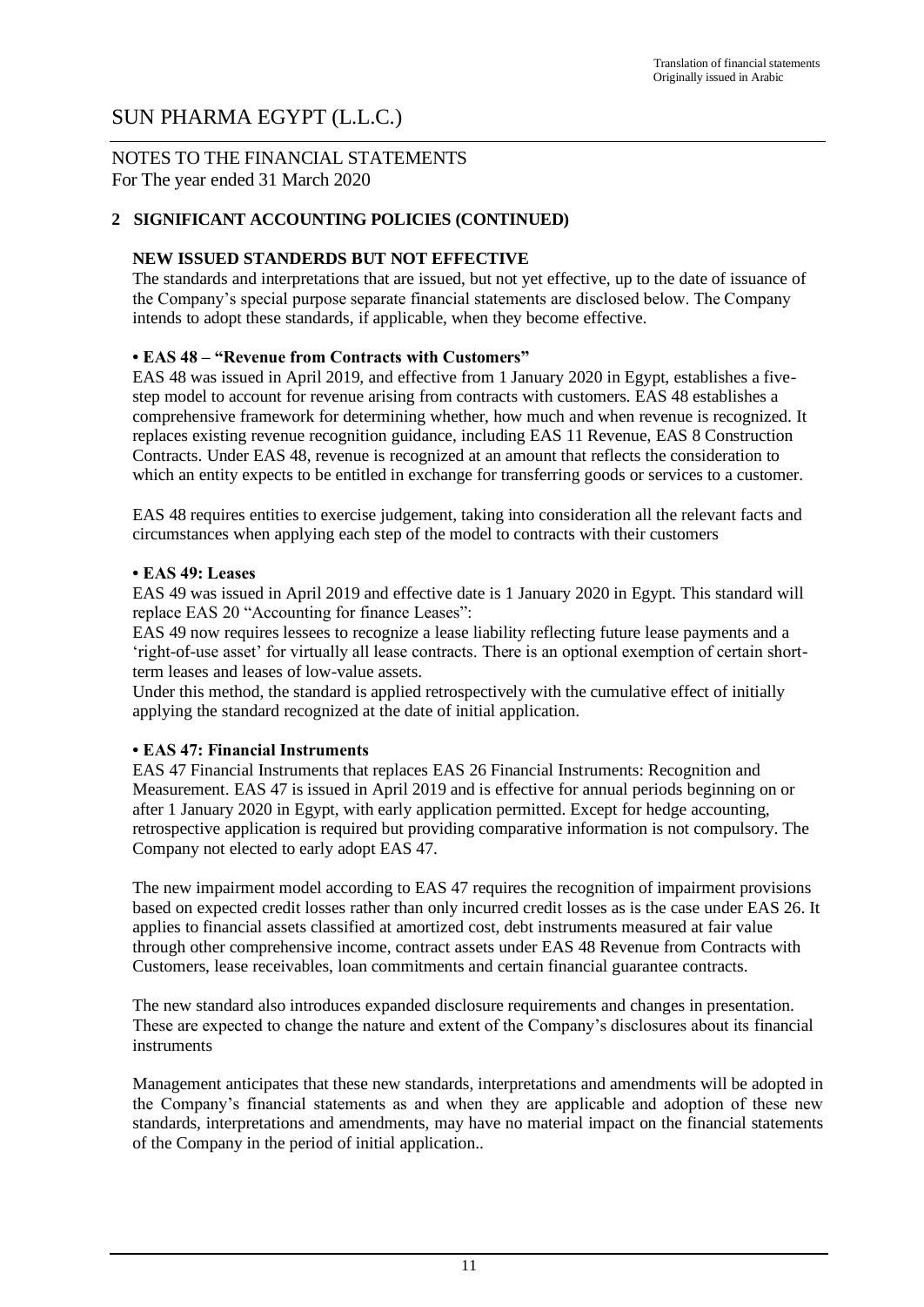# SUN PHARMA EGYPT (L.L.C.)

NOTES TO THE FINANCIAL STATEMENTS
For The year ended 31 March 2020

## 2 SIGNIFICANT ACCOUNTING POLICIES (CONTINUED)

### NEW ISSUED STANDERDS BUT NOT EFFECTIVE

The standards and interpretations that are issued, but not yet effective, up to the date of issuance of the Company's special purpose separate financial statements are disclosed below. The Company intends to adopt these standards, if applicable, when they become effective.

**• EAS 48 – "Revenue from Contracts with Customers"**

EAS 48 was issued in April 2019, and effective from 1 January 2020 in Egypt, establishes a five-step model to account for revenue arising from contracts with customers. EAS 48 establishes a comprehensive framework for determining whether, how much and when revenue is recognized. It replaces existing revenue recognition guidance, including EAS 11 Revenue, EAS 8 Construction Contracts. Under EAS 48, revenue is recognized at an amount that reflects the consideration to which an entity expects to be entitled in exchange for transferring goods or services to a customer.

EAS 48 requires entities to exercise judgement, taking into consideration all the relevant facts and circumstances when applying each step of the model to contracts with their customers

**• EAS 49: Leases**

EAS 49 was issued in April 2019 and effective date is 1 January 2020 in Egypt. This standard will replace EAS 20 "Accounting for finance Leases":

EAS 49 now requires lessees to recognize a lease liability reflecting future lease payments and a 'right-of-use asset' for virtually all lease contracts. There is an optional exemption of certain short-term leases and leases of low-value assets.

Under this method, the standard is applied retrospectively with the cumulative effect of initially applying the standard recognized at the date of initial application.

**• EAS 47: Financial Instruments**

EAS 47 Financial Instruments that replaces EAS 26 Financial Instruments: Recognition and Measurement. EAS 47 is issued in April 2019 and is effective for annual periods beginning on or after 1 January 2020 in Egypt, with early application permitted. Except for hedge accounting, retrospective application is required but providing comparative information is not compulsory. The Company not elected to early adopt EAS 47.

The new impairment model according to EAS 47 requires the recognition of impairment provisions based on expected credit losses rather than only incurred credit losses as is the case under EAS 26. It applies to financial assets classified at amortized cost, debt instruments measured at fair value through other comprehensive income, contract assets under EAS 48 Revenue from Contracts with Customers, lease receivables, loan commitments and certain financial guarantee contracts.

The new standard also introduces expanded disclosure requirements and changes in presentation. These are expected to change the nature and extent of the Company's disclosures about its financial instruments

Management anticipates that these new standards, interpretations and amendments will be adopted in the Company's financial statements as and when they are applicable and adoption of these new standards, interpretations and amendments, may have no material impact on the financial statements of the Company in the period of initial application..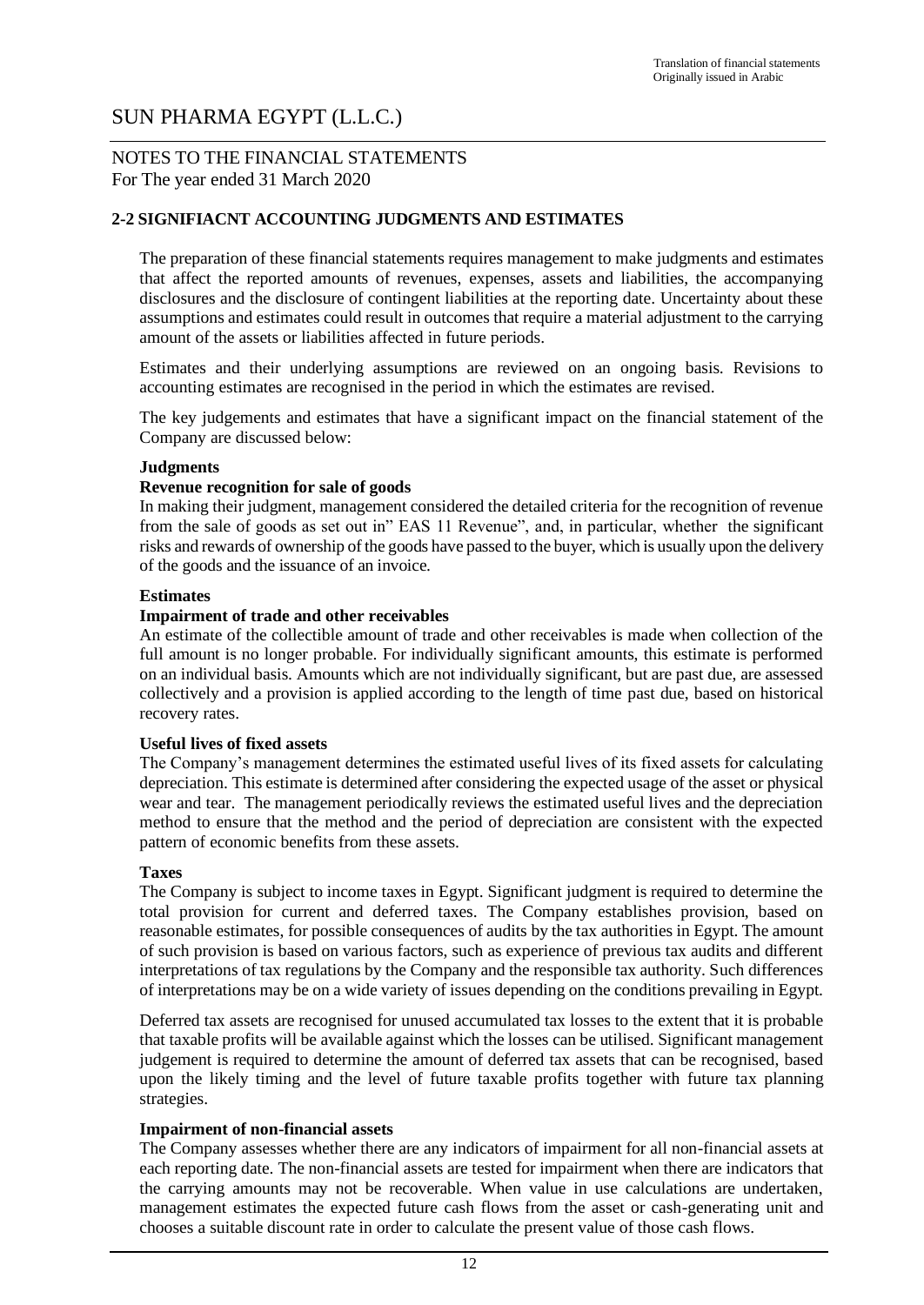Translation of financial statements
Originally issued in Arabic

# SUN PHARMA EGYPT (L.L.C.)

NOTES TO THE FINANCIAL STATEMENTS
For The year ended 31 March 2020

## 2-2 SIGNIFIACNT ACCOUNTING JUDGMENTS AND ESTIMATES

The preparation of these financial statements requires management to make judgments and estimates that affect the reported amounts of revenues, expenses, assets and liabilities, the accompanying disclosures and the disclosure of contingent liabilities at the reporting date. Uncertainty about these assumptions and estimates could result in outcomes that require a material adjustment to the carrying amount of the assets or liabilities affected in future periods.

Estimates and their underlying assumptions are reviewed on an ongoing basis. Revisions to accounting estimates are recognised in the period in which the estimates are revised.

The key judgements and estimates that have a significant impact on the financial statement of the Company are discussed below:

**Judgments**

**Revenue recognition for sale of goods**

In making their judgment, management considered the detailed criteria for the recognition of revenue from the sale of goods as set out in" EAS 11 Revenue", and, in particular, whether the significant risks and rewards of ownership of the goods have passed to the buyer, which is usually upon the delivery of the goods and the issuance of an invoice.

**Estimates**

**Impairment of trade and other receivables**

An estimate of the collectible amount of trade and other receivables is made when collection of the full amount is no longer probable. For individually significant amounts, this estimate is performed on an individual basis. Amounts which are not individually significant, but are past due, are assessed collectively and a provision is applied according to the length of time past due, based on historical recovery rates.

**Useful lives of fixed assets**

The Company's management determines the estimated useful lives of its fixed assets for calculating depreciation. This estimate is determined after considering the expected usage of the asset or physical wear and tear. The management periodically reviews the estimated useful lives and the depreciation method to ensure that the method and the period of depreciation are consistent with the expected pattern of economic benefits from these assets.

**Taxes**

The Company is subject to income taxes in Egypt. Significant judgment is required to determine the total provision for current and deferred taxes. The Company establishes provision, based on reasonable estimates, for possible consequences of audits by the tax authorities in Egypt. The amount of such provision is based on various factors, such as experience of previous tax audits and different interpretations of tax regulations by the Company and the responsible tax authority. Such differences of interpretations may be on a wide variety of issues depending on the conditions prevailing in Egypt.

Deferred tax assets are recognised for unused accumulated tax losses to the extent that it is probable that taxable profits will be available against which the losses can be utilised. Significant management judgement is required to determine the amount of deferred tax assets that can be recognised, based upon the likely timing and the level of future taxable profits together with future tax planning strategies.

**Impairment of non-financial assets**

The Company assesses whether there are any indicators of impairment for all non-financial assets at each reporting date. The non-financial assets are tested for impairment when there are indicators that the carrying amounts may not be recoverable. When value in use calculations are undertaken, management estimates the expected future cash flows from the asset or cash-generating unit and chooses a suitable discount rate in order to calculate the present value of those cash flows.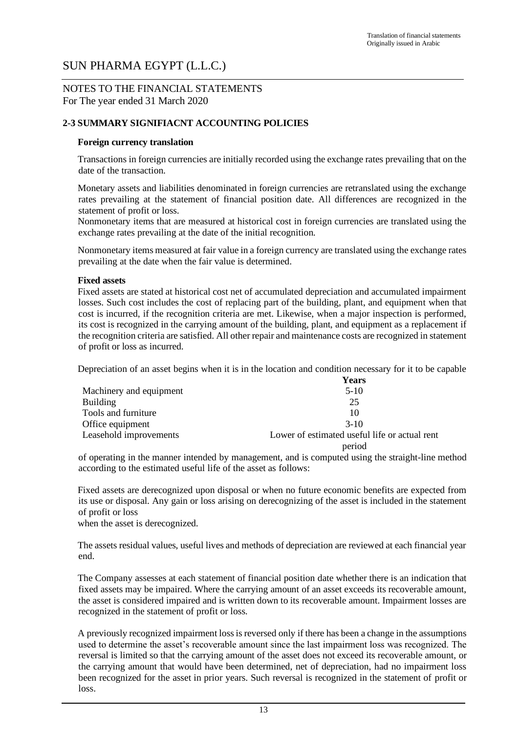Translation of financial statements
Originally issued in Arabic

# SUN PHARMA EGYPT (L.L.C.)

NOTES TO THE FINANCIAL STATEMENTS
For The year ended 31 March 2020

## 2-3 SUMMARY SIGNIFIACNT ACCOUNTING POLICIES

### Foreign currency translation

Transactions in foreign currencies are initially recorded using the exchange rates prevailing that on the date of the transaction.

Monetary assets and liabilities denominated in foreign currencies are retranslated using the exchange rates prevailing at the statement of financial position date. All differences are recognized in the statement of profit or loss.

Nonmonetary items that are measured at historical cost in foreign currencies are translated using the exchange rates prevailing at the date of the initial recognition.

Nonmonetary items measured at fair value in a foreign currency are translated using the exchange rates prevailing at the date when the fair value is determined.

### Fixed assets

Fixed assets are stated at historical cost net of accumulated depreciation and accumulated impairment losses. Such cost includes the cost of replacing part of the building, plant, and equipment when that cost is incurred, if the recognition criteria are met. Likewise, when a major inspection is performed, its cost is recognized in the carrying amount of the building, plant, and equipment as a replacement if the recognition criteria are satisfied. All other repair and maintenance costs are recognized in statement of profit or loss as incurred.

Depreciation of an asset begins when it is in the location and condition necessary for it to be capable of operating in the manner intended by management, and is computed using the straight-line method according to the estimated useful life of the asset as follows:

| | Years |
|---|---|
| Machinery and equipment | 5-10 |
| Building | 25 |
| Tools and furniture | 10 |
| Office equipment | 3-10 |
| Leasehold improvements | Lower of estimated useful life or actual rent period |

Fixed assets are derecognized upon disposal or when no future economic benefits are expected from its use or disposal. Any gain or loss arising on derecognizing of the asset is included in the statement of profit or loss
when the asset is derecognized.

The assets residual values, useful lives and methods of depreciation are reviewed at each financial year end.

The Company assesses at each statement of financial position date whether there is an indication that fixed assets may be impaired. Where the carrying amount of an asset exceeds its recoverable amount, the asset is considered impaired and is written down to its recoverable amount. Impairment losses are recognized in the statement of profit or loss.

A previously recognized impairment loss is reversed only if there has been a change in the assumptions used to determine the asset's recoverable amount since the last impairment loss was recognized. The reversal is limited so that the carrying amount of the asset does not exceed its recoverable amount, or the carrying amount that would have been determined, net of depreciation, had no impairment loss been recognized for the asset in prior years. Such reversal is recognized in the statement of profit or loss.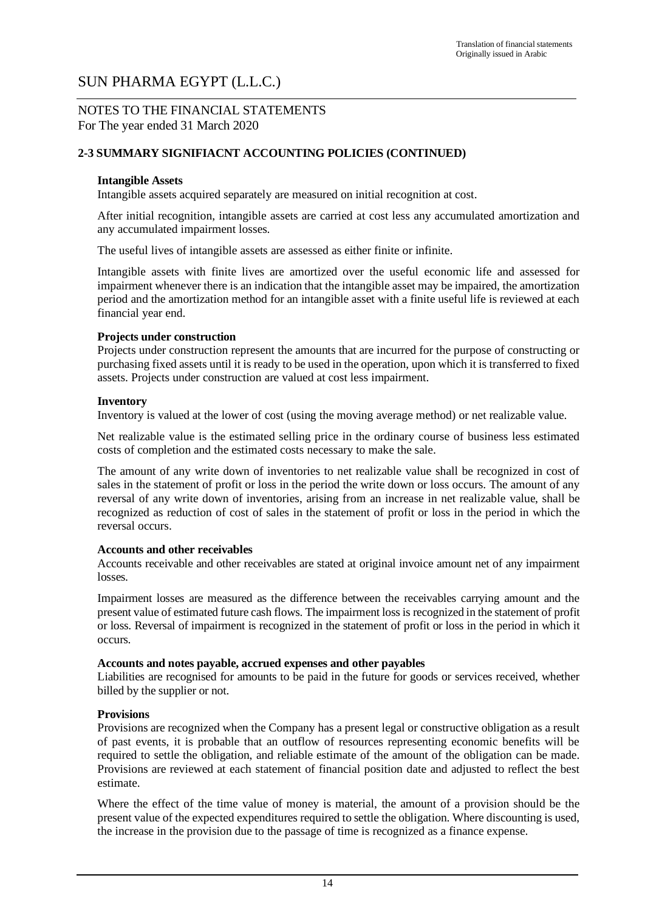# SUN PHARMA EGYPT (L.L.C.)

NOTES TO THE FINANCIAL STATEMENTS
For The year ended 31 March 2020

## 2-3 SUMMARY SIGNIFIACNT ACCOUNTING POLICIES (CONTINUED)

### Intangible Assets

Intangible assets acquired separately are measured on initial recognition at cost.

After initial recognition, intangible assets are carried at cost less any accumulated amortization and any accumulated impairment losses.

The useful lives of intangible assets are assessed as either finite or infinite.

Intangible assets with finite lives are amortized over the useful economic life and assessed for impairment whenever there is an indication that the intangible asset may be impaired, the amortization period and the amortization method for an intangible asset with a finite useful life is reviewed at each financial year end.

### Projects under construction

Projects under construction represent the amounts that are incurred for the purpose of constructing or purchasing fixed assets until it is ready to be used in the operation, upon which it is transferred to fixed assets. Projects under construction are valued at cost less impairment.

### Inventory

Inventory is valued at the lower of cost (using the moving average method) or net realizable value.

Net realizable value is the estimated selling price in the ordinary course of business less estimated costs of completion and the estimated costs necessary to make the sale.

The amount of any write down of inventories to net realizable value shall be recognized in cost of sales in the statement of profit or loss in the period the write down or loss occurs. The amount of any reversal of any write down of inventories, arising from an increase in net realizable value, shall be recognized as reduction of cost of sales in the statement of profit or loss in the period in which the reversal occurs.

### Accounts and other receivables

Accounts receivable and other receivables are stated at original invoice amount net of any impairment losses.

Impairment losses are measured as the difference between the receivables carrying amount and the present value of estimated future cash flows. The impairment loss is recognized in the statement of profit or loss. Reversal of impairment is recognized in the statement of profit or loss in the period in which it occurs.

### Accounts and notes payable, accrued expenses and other payables

Liabilities are recognised for amounts to be paid in the future for goods or services received, whether billed by the supplier or not.

### Provisions

Provisions are recognized when the Company has a present legal or constructive obligation as a result of past events, it is probable that an outflow of resources representing economic benefits will be required to settle the obligation, and reliable estimate of the amount of the obligation can be made. Provisions are reviewed at each statement of financial position date and adjusted to reflect the best estimate.

Where the effect of the time value of money is material, the amount of a provision should be the present value of the expected expenditures required to settle the obligation. Where discounting is used, the increase in the provision due to the passage of time is recognized as a finance expense.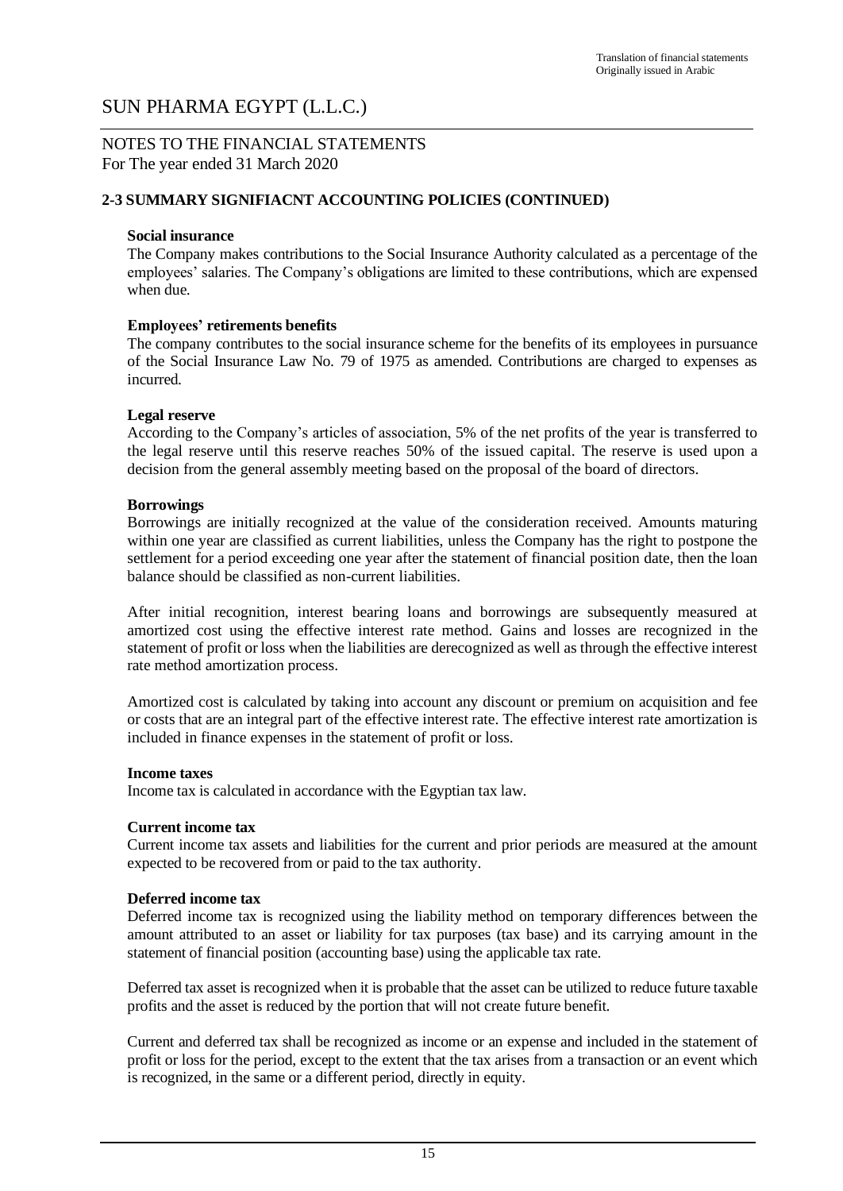## 2-3 SUMMARY SIGNIFIACNT ACCOUNTING POLICIES (CONTINUED)

**Social insurance**

The Company makes contributions to the Social Insurance Authority calculated as a percentage of the employees' salaries. The Company's obligations are limited to these contributions, which are expensed when due.

**Employees' retirements benefits**

The company contributes to the social insurance scheme for the benefits of its employees in pursuance of the Social Insurance Law No. 79 of 1975 as amended. Contributions are charged to expenses as incurred.

**Legal reserve**

According to the Company's articles of association, 5% of the net profits of the year is transferred to the legal reserve until this reserve reaches 50% of the issued capital. The reserve is used upon a decision from the general assembly meeting based on the proposal of the board of directors.

**Borrowings**

Borrowings are initially recognized at the value of the consideration received. Amounts maturing within one year are classified as current liabilities, unless the Company has the right to postpone the settlement for a period exceeding one year after the statement of financial position date, then the loan balance should be classified as non-current liabilities.

After initial recognition, interest bearing loans and borrowings are subsequently measured at amortized cost using the effective interest rate method. Gains and losses are recognized in the statement of profit or loss when the liabilities are derecognized as well as through the effective interest rate method amortization process.

Amortized cost is calculated by taking into account any discount or premium on acquisition and fee or costs that are an integral part of the effective interest rate. The effective interest rate amortization is included in finance expenses in the statement of profit or loss.

**Income taxes**

Income tax is calculated in accordance with the Egyptian tax law.

**Current income tax**

Current income tax assets and liabilities for the current and prior periods are measured at the amount expected to be recovered from or paid to the tax authority.

**Deferred income tax**

Deferred income tax is recognized using the liability method on temporary differences between the amount attributed to an asset or liability for tax purposes (tax base) and its carrying amount in the statement of financial position (accounting base) using the applicable tax rate.

Deferred tax asset is recognized when it is probable that the asset can be utilized to reduce future taxable profits and the asset is reduced by the portion that will not create future benefit.

Current and deferred tax shall be recognized as income or an expense and included in the statement of profit or loss for the period, except to the extent that the tax arises from a transaction or an event which is recognized, in the same or a different period, directly in equity.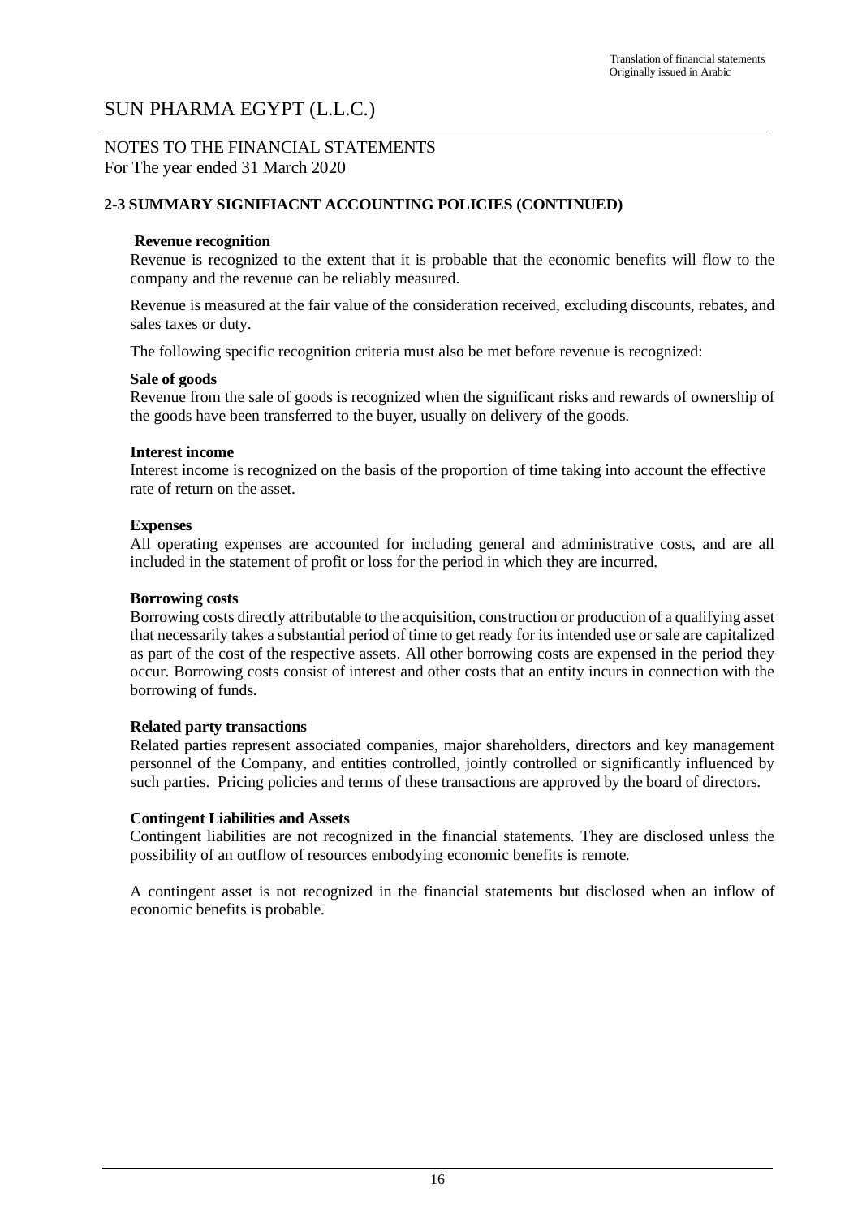Translation of financial statements
Originally issued in Arabic

# SUN PHARMA EGYPT (L.L.C.)

NOTES TO THE FINANCIAL STATEMENTS
For The year ended 31 March 2020

## 2-3 SUMMARY SIGNIFIACNT ACCOUNTING POLICIES (CONTINUED)

**Revenue recognition**

Revenue is recognized to the extent that it is probable that the economic benefits will flow to the company and the revenue can be reliably measured.

Revenue is measured at the fair value of the consideration received, excluding discounts, rebates, and sales taxes or duty.

The following specific recognition criteria must also be met before revenue is recognized:

**Sale of goods**

Revenue from the sale of goods is recognized when the significant risks and rewards of ownership of the goods have been transferred to the buyer, usually on delivery of the goods.

**Interest income**

Interest income is recognized on the basis of the proportion of time taking into account the effective rate of return on the asset.

**Expenses**

All operating expenses are accounted for including general and administrative costs, and are all included in the statement of profit or loss for the period in which they are incurred.

**Borrowing costs**

Borrowing costs directly attributable to the acquisition, construction or production of a qualifying asset that necessarily takes a substantial period of time to get ready for its intended use or sale are capitalized as part of the cost of the respective assets. All other borrowing costs are expensed in the period they occur. Borrowing costs consist of interest and other costs that an entity incurs in connection with the borrowing of funds.

**Related party transactions**

Related parties represent associated companies, major shareholders, directors and key management personnel of the Company, and entities controlled, jointly controlled or significantly influenced by such parties. Pricing policies and terms of these transactions are approved by the board of directors.

**Contingent Liabilities and Assets**

Contingent liabilities are not recognized in the financial statements. They are disclosed unless the possibility of an outflow of resources embodying economic benefits is remote.

A contingent asset is not recognized in the financial statements but disclosed when an inflow of economic benefits is probable.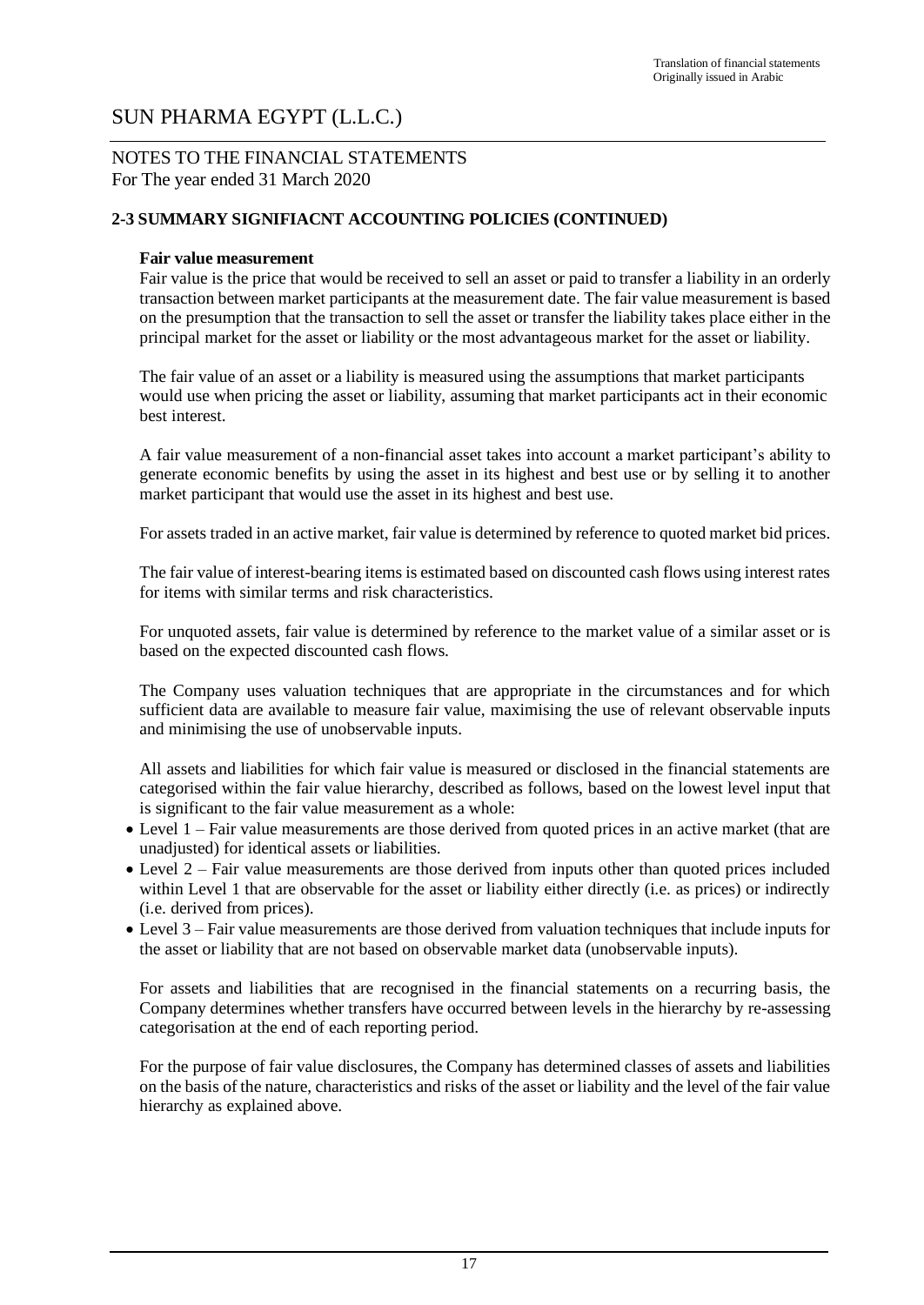## 2-3 SUMMARY SIGNIFIACNT ACCOUNTING POLICIES (CONTINUED)

**Fair value measurement**

Fair value is the price that would be received to sell an asset or paid to transfer a liability in an orderly transaction between market participants at the measurement date. The fair value measurement is based on the presumption that the transaction to sell the asset or transfer the liability takes place either in the principal market for the asset or liability or the most advantageous market for the asset or liability.

The fair value of an asset or a liability is measured using the assumptions that market participants would use when pricing the asset or liability, assuming that market participants act in their economic best interest.

A fair value measurement of a non-financial asset takes into account a market participant's ability to generate economic benefits by using the asset in its highest and best use or by selling it to another market participant that would use the asset in its highest and best use.

For assets traded in an active market, fair value is determined by reference to quoted market bid prices.

The fair value of interest-bearing items is estimated based on discounted cash flows using interest rates for items with similar terms and risk characteristics.

For unquoted assets, fair value is determined by reference to the market value of a similar asset or is based on the expected discounted cash flows.

The Company uses valuation techniques that are appropriate in the circumstances and for which sufficient data are available to measure fair value, maximising the use of relevant observable inputs and minimising the use of unobservable inputs.

All assets and liabilities for which fair value is measured or disclosed in the financial statements are categorised within the fair value hierarchy, described as follows, based on the lowest level input that is significant to the fair value measurement as a whole:

- Level 1 – Fair value measurements are those derived from quoted prices in an active market (that are unadjusted) for identical assets or liabilities.
- Level 2 – Fair value measurements are those derived from inputs other than quoted prices included within Level 1 that are observable for the asset or liability either directly (i.e. as prices) or indirectly (i.e. derived from prices).
- Level 3 – Fair value measurements are those derived from valuation techniques that include inputs for the asset or liability that are not based on observable market data (unobservable inputs).

For assets and liabilities that are recognised in the financial statements on a recurring basis, the Company determines whether transfers have occurred between levels in the hierarchy by re-assessing categorisation at the end of each reporting period.

For the purpose of fair value disclosures, the Company has determined classes of assets and liabilities on the basis of the nature, characteristics and risks of the asset or liability and the level of the fair value hierarchy as explained above.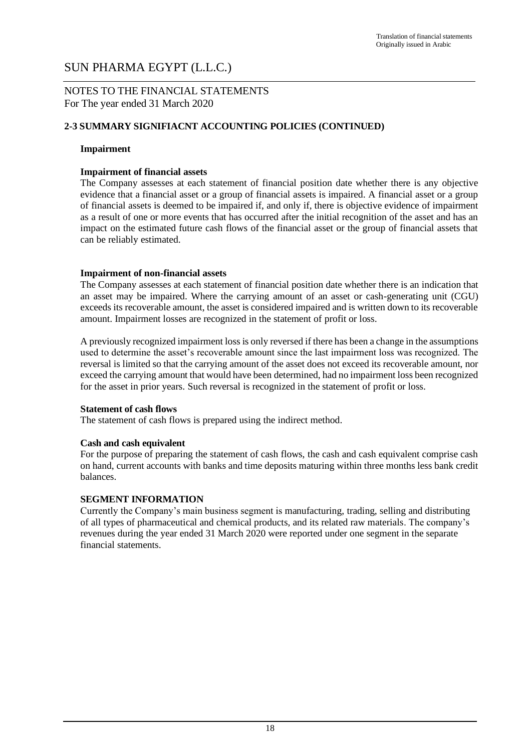# SUN PHARMA EGYPT (L.L.C.)

NOTES TO THE FINANCIAL STATEMENTS
For The year ended 31 March 2020

## 2-3 SUMMARY SIGNIFIACNT ACCOUNTING POLICIES (CONTINUED)

### Impairment

**Impairment of financial assets**

The Company assesses at each statement of financial position date whether there is any objective evidence that a financial asset or a group of financial assets is impaired. A financial asset or a group of financial assets is deemed to be impaired if, and only if, there is objective evidence of impairment as a result of one or more events that has occurred after the initial recognition of the asset and has an impact on the estimated future cash flows of the financial asset or the group of financial assets that can be reliably estimated.

**Impairment of non-financial assets**

The Company assesses at each statement of financial position date whether there is an indication that an asset may be impaired. Where the carrying amount of an asset or cash-generating unit (CGU) exceeds its recoverable amount, the asset is considered impaired and is written down to its recoverable amount. Impairment losses are recognized in the statement of profit or loss.

A previously recognized impairment loss is only reversed if there has been a change in the assumptions used to determine the asset's recoverable amount since the last impairment loss was recognized. The reversal is limited so that the carrying amount of the asset does not exceed its recoverable amount, nor exceed the carrying amount that would have been determined, had no impairment loss been recognized for the asset in prior years. Such reversal is recognized in the statement of profit or loss.

### Statement of cash flows

The statement of cash flows is prepared using the indirect method.

### Cash and cash equivalent

For the purpose of preparing the statement of cash flows, the cash and cash equivalent comprise cash on hand, current accounts with banks and time deposits maturing within three months less bank credit balances.

### SEGMENT INFORMATION

Currently the Company's main business segment is manufacturing, trading, selling and distributing of all types of pharmaceutical and chemical products, and its related raw materials. The company's revenues during the year ended 31 March 2020 were reported under one segment in the separate financial statements.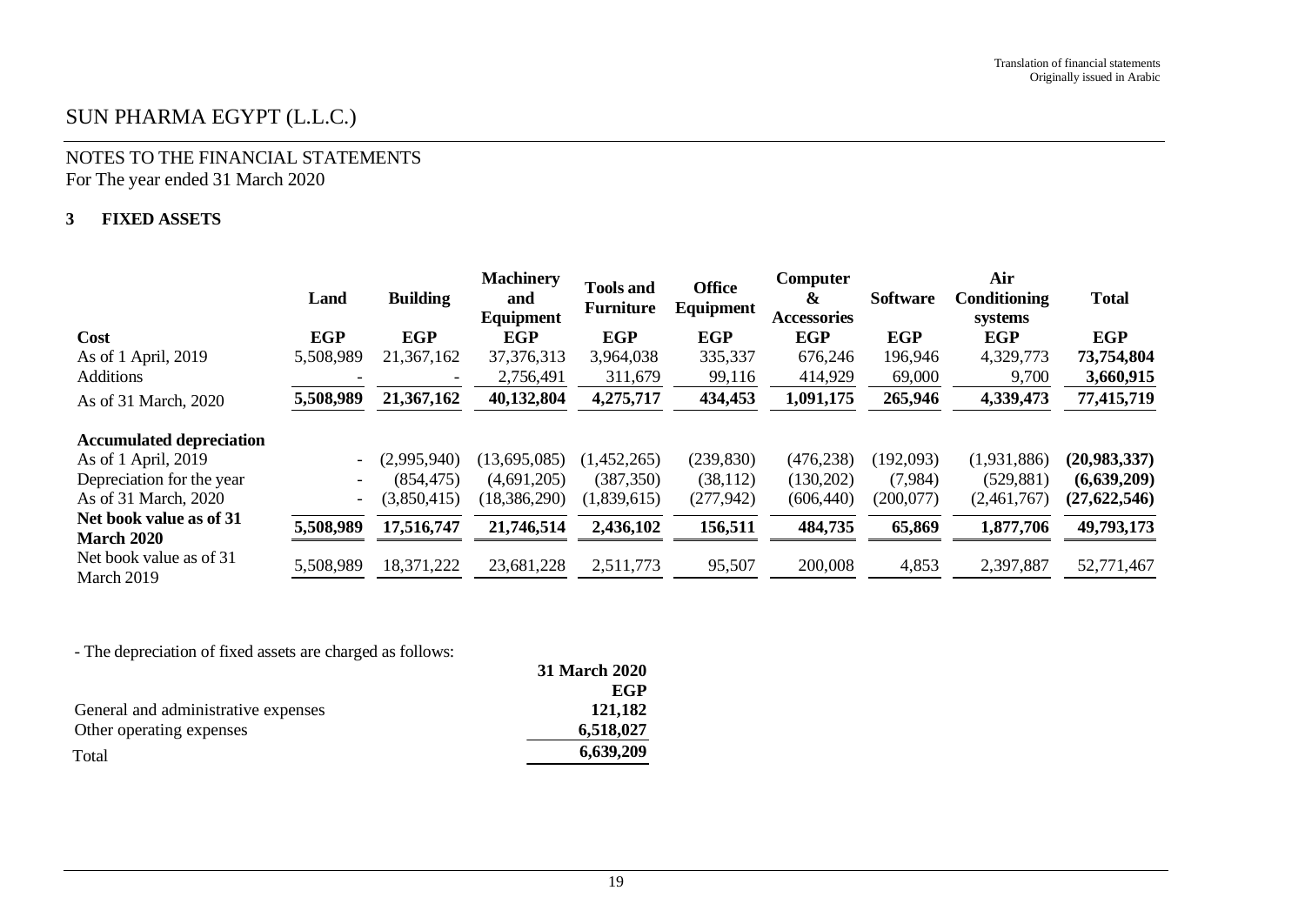Translation of financial statements
Originally issued in Arabic

# SUN PHARMA EGYPT (L.L.C.)

## NOTES TO THE FINANCIAL STATEMENTS
For The year ended 31 March 2020

### 3 FIXED ASSETS

| | Land | Building | Machinery and Equipment | Tools and Furniture | Office Equipment | Computer & Accessories | Software | Air Conditioning systems | Total |
|---|---|---|---|---|---|---|---|---|---|
| **Cost** | **EGP** | **EGP** | **EGP** | **EGP** | **EGP** | **EGP** | **EGP** | **EGP** | **EGP** |
| As of 1 April, 2019 | 5,508,989 | 21,367,162 | 37,376,313 | 3,964,038 | 335,337 | 676,246 | 196,946 | 4,329,773 | **73,754,804** |
| Additions | - | - | 2,756,491 | 311,679 | 99,116 | 414,929 | 69,000 | 9,700 | **3,660,915** |
| As of 31 March, 2020 | **5,508,989** | **21,367,162** | **40,132,804** | **4,275,717** | **434,453** | **1,091,175** | **265,946** | **4,339,473** | **77,415,719** |
| **Accumulated depreciation** | | | | | | | | | |
| As of 1 April, 2019 | - | (2,995,940) | (13,695,085) | (1,452,265) | (239,830) | (476,238) | (192,093) | (1,931,886) | **(20,983,337)** |
| Depreciation for the year | - | (854,475) | (4,691,205) | (387,350) | (38,112) | (130,202) | (7,984) | (529,881) | **(6,639,209)** |
| As of 31 March, 2020 | - | (3,850,415) | (18,386,290) | (1,839,615) | (277,942) | (606,440) | (200,077) | (2,461,767) | **(27,622,546)** |
| **Net book value as of 31 March 2020** | **5,508,989** | **17,516,747** | **21,746,514** | **2,436,102** | **156,511** | **484,735** | **65,869** | **1,877,706** | **49,793,173** |
| Net book value as of 31 March 2019 | 5,508,989 | 18,371,222 | 23,681,228 | 2,511,773 | 95,507 | 200,008 | 4,853 | 2,397,887 | 52,771,467 |

- The depreciation of fixed assets are charged as follows:

| | **31 March 2020** |
|---|---|
| | **EGP** |
| General and administrative expenses | **121,182** |
| Other operating expenses | **6,518,027** |
| Total | **6,639,209** |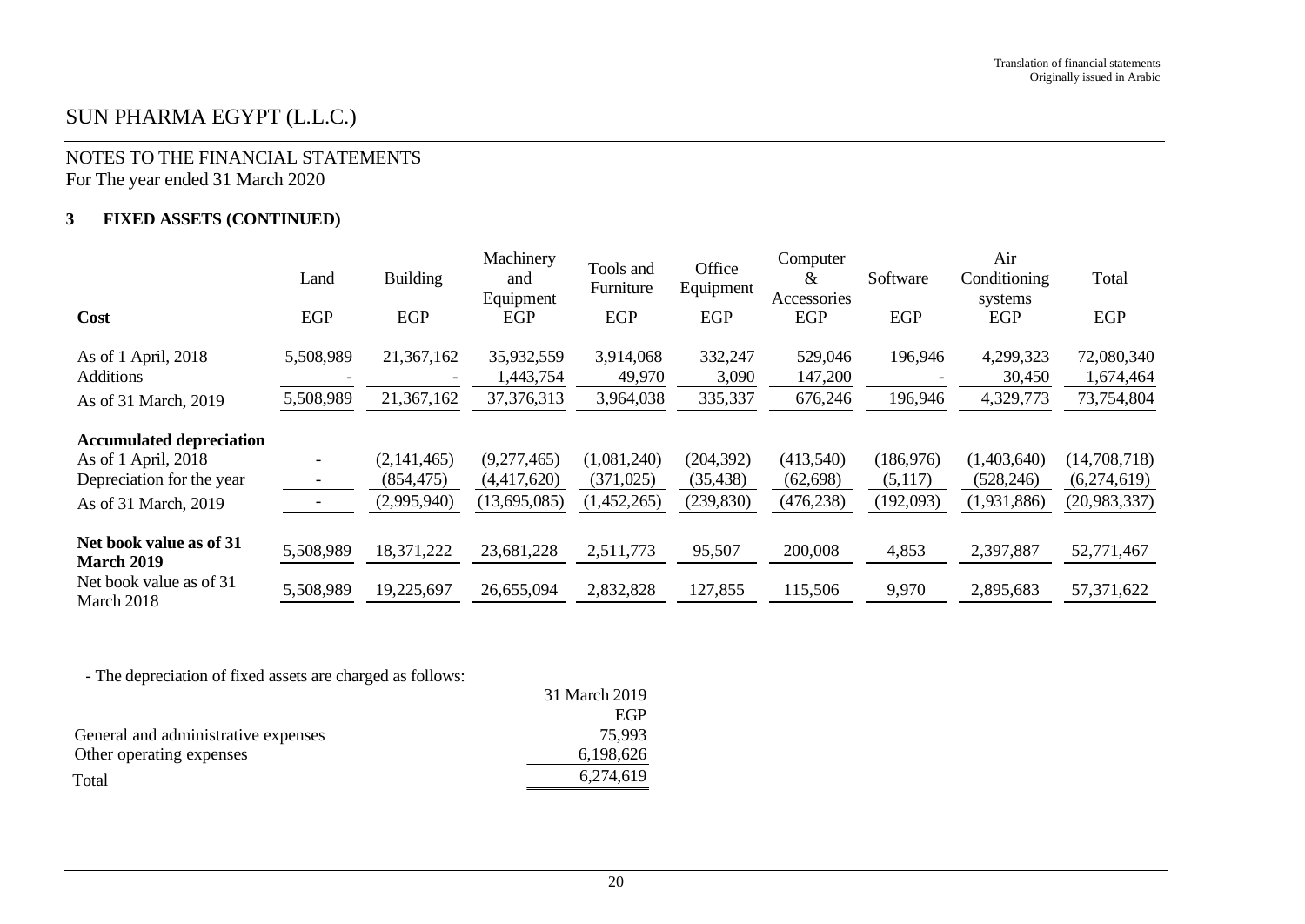Translation of financial statements
Originally issued in Arabic

# SUN PHARMA EGYPT (L.L.C.)

## NOTES TO THE FINANCIAL STATEMENTS
For The year ended 31 March 2020

### 3 FIXED ASSETS (CONTINUED)

| | Land | Building | Machinery and Equipment | Tools and Furniture | Office Equipment | Computer & Accessories | Software | Air Conditioning systems | Total |
|---|---|---|---|---|---|---|---|---|---|
| **Cost** | EGP | EGP | EGP | EGP | EGP | EGP | EGP | EGP | EGP |
| As of 1 April, 2018 | 5,508,989 | 21,367,162 | 35,932,559 | 3,914,068 | 332,247 | 529,046 | 196,946 | 4,299,323 | 72,080,340 |
| Additions | - | - | 1,443,754 | 49,970 | 3,090 | 147,200 | - | 30,450 | 1,674,464 |
| As of 31 March, 2019 | 5,508,989 | 21,367,162 | 37,376,313 | 3,964,038 | 335,337 | 676,246 | 196,946 | 4,329,773 | 73,754,804 |
| **Accumulated depreciation** | | | | | | | | | |
| As of 1 April, 2018 | - | (2,141,465) | (9,277,465) | (1,081,240) | (204,392) | (413,540) | (186,976) | (1,403,640) | (14,708,718) |
| Depreciation for the year | - | (854,475) | (4,417,620) | (371,025) | (35,438) | (62,698) | (5,117) | (528,246) | (6,274,619) |
| As of 31 March, 2019 | - | (2,995,940) | (13,695,085) | (1,452,265) | (239,830) | (476,238) | (192,093) | (1,931,886) | (20,983,337) |
| **Net book value as of 31 March 2019** | 5,508,989 | 18,371,222 | 23,681,228 | 2,511,773 | 95,507 | 200,008 | 4,853 | 2,397,887 | 52,771,467 |
| Net book value as of 31 March 2018 | 5,508,989 | 19,225,697 | 26,655,094 | 2,832,828 | 127,855 | 115,506 | 9,970 | 2,895,683 | 57,371,622 |

- The depreciation of fixed assets are charged as follows:

| | 31 March 2019 |
|---|---|
| | EGP |
| General and administrative expenses | 75,993 |
| Other operating expenses | 6,198,626 |
| Total | 6,274,619 |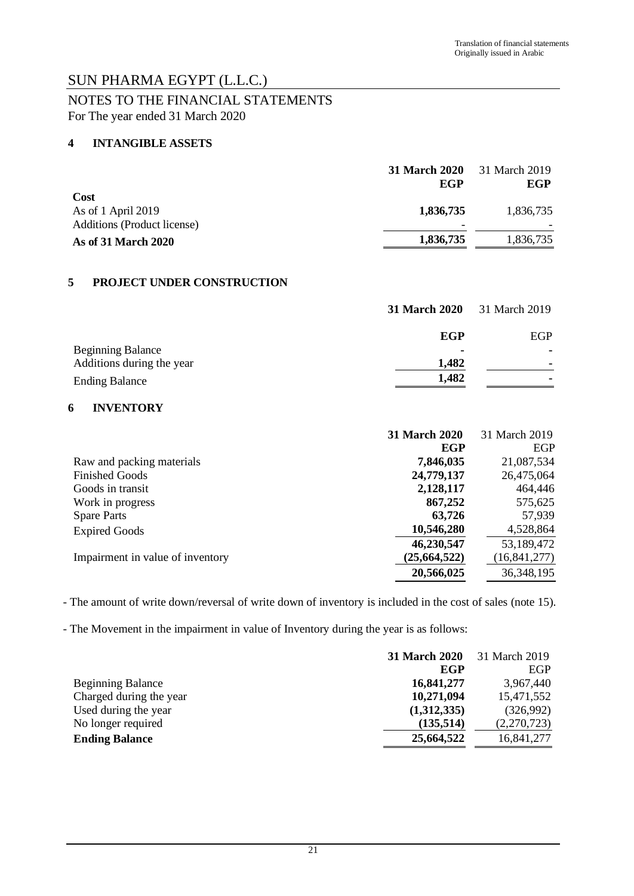Translation of financial statements
Originally issued in Arabic

# SUN PHARMA EGYPT (L.L.C.)

## NOTES TO THE FINANCIAL STATEMENTS

For The year ended 31 March 2020

### 4 INTANGIBLE ASSETS

| | **31 March 2020** | 31 March 2019 |
|---|---|---|
| | **EGP** | **EGP** |
| **Cost** | | |
| As of 1 April 2019 | **1,836,735** | 1,836,735 |
| Additions (Product license) | - | - |
| **As of 31 March 2020** | **1,836,735** | 1,836,735 |

### 5 PROJECT UNDER CONSTRUCTION

| | **31 March 2020** | 31 March 2019 |
|---|---|---|
| | **EGP** | EGP |
| Beginning Balance | **-** | - |
| Additions during the year | **1,482** | - |
| Ending Balance | **1,482** | - |

### 6 INVENTORY

| | **31 March 2020** | 31 March 2019 |
|---|---|---|
| | **EGP** | EGP |
| Raw and packing materials | **7,846,035** | 21,087,534 |
| Finished Goods | **24,779,137** | 26,475,064 |
| Goods in transit | **2,128,117** | 464,446 |
| Work in progress | **867,252** | 575,625 |
| Spare Parts | **63,726** | 57,939 |
| Expired Goods | **10,546,280** | 4,528,864 |
| | **46,230,547** | 53,189,472 |
| Impairment in value of inventory | **(25,664,522)** | (16,841,277) |
| | **20,566,025** | 36,348,195 |

- The amount of write down/reversal of write down of inventory is included in the cost of sales (note 15).

- The Movement in the impairment in value of Inventory during the year is as follows:

| | **31 March 2020** | 31 March 2019 |
|---|---|---|
| | **EGP** | EGP |
| Beginning Balance | **16,841,277** | 3,967,440 |
| Charged during the year | **10,271,094** | 15,471,552 |
| Used during the year | **(1,312,335)** | (326,992) |
| No longer required | **(135,514)** | (2,270,723) |
| **Ending Balance** | **25,664,522** | 16,841,277 |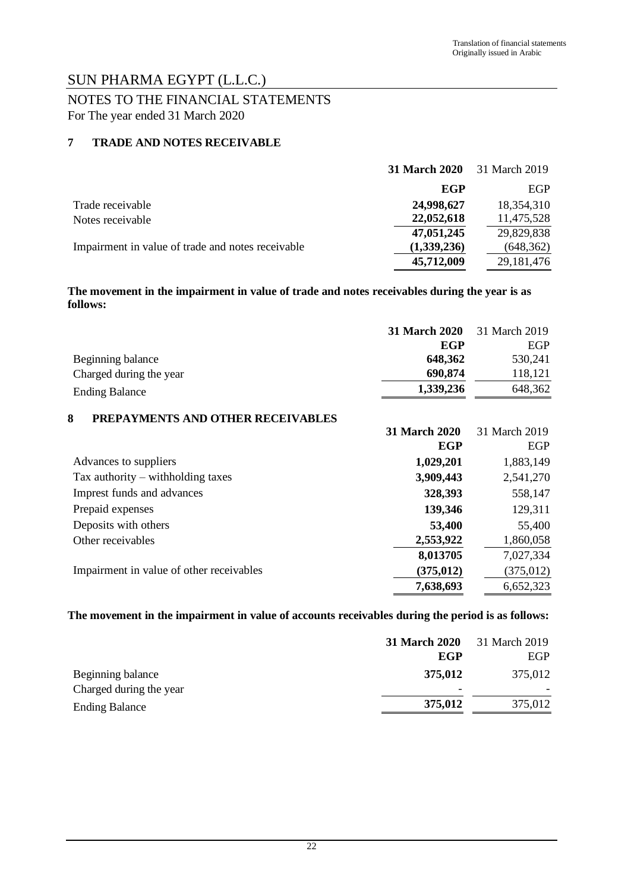Translation of financial statements
Originally issued in Arabic

# SUN PHARMA EGYPT (L.L.C.)

## NOTES TO THE FINANCIAL STATEMENTS

For The year ended 31 March 2020

### 7 TRADE AND NOTES RECEIVABLE

| | **31 March 2020** | 31 March 2019 |
|---|---|---|
| | **EGP** | EGP |
| Trade receivable | **24,998,627** | 18,354,310 |
| Notes receivable | **22,052,618** | 11,475,528 |
| | **47,051,245** | 29,829,838 |
| Impairment in value of trade and notes receivable | **(1,339,236)** | (648,362) |
| | **45,712,009** | 29,181,476 |

**The movement in the impairment in value of trade and notes receivables during the year is as follows:**

| | **31 March 2020** | 31 March 2019 |
|---|---|---|
| | **EGP** | EGP |
| Beginning balance | **648,362** | 530,241 |
| Charged during the year | **690,874** | 118,121 |
| Ending Balance | **1,339,236** | 648,362 |

### 8 PREPAYMENTS AND OTHER RECEIVABLES

| | **31 March 2020** | 31 March 2019 |
|---|---|---|
| | **EGP** | EGP |
| Advances to suppliers | **1,029,201** | 1,883,149 |
| Tax authority – withholding taxes | **3,909,443** | 2,541,270 |
| Imprest funds and advances | **328,393** | 558,147 |
| Prepaid expenses | **139,346** | 129,311 |
| Deposits with others | **53,400** | 55,400 |
| Other receivables | **2,553,922** | 1,860,058 |
| | **8,013705** | 7,027,334 |
| Impairment in value of other receivables | **(375,012)** | (375,012) |
| | **7,638,693** | 6,652,323 |

**The movement in the impairment in value of accounts receivables during the period is as follows:**

| | **31 March 2020** | 31 March 2019 |
|---|---|---|
| | **EGP** | EGP |
| Beginning balance | **375,012** | 375,012 |
| Charged during the year | - | - |
| Ending Balance | **375,012** | 375,012 |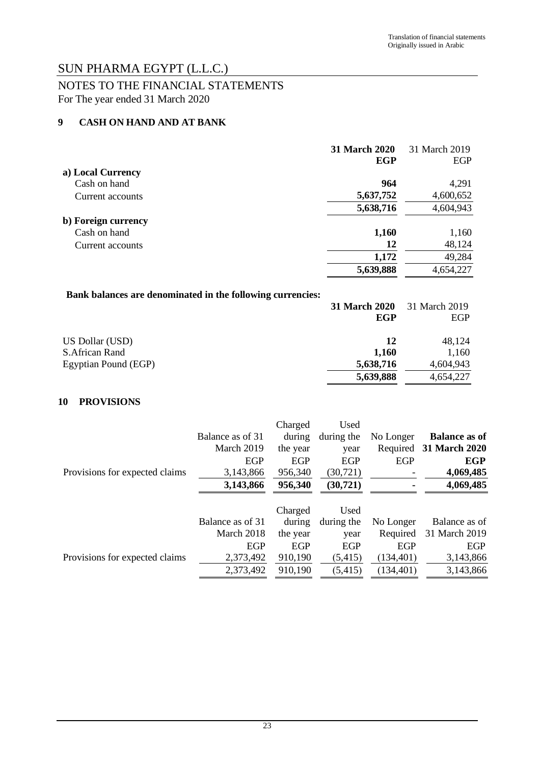Translation of financial statements
Originally issued in Arabic

# SUN PHARMA EGYPT (L.L.C.)

## NOTES TO THE FINANCIAL STATEMENTS

For The year ended 31 March 2020

### 9 CASH ON HAND AND AT BANK

| | **31 March 2020** | 31 March 2019 |
|---|---|---|
| | **EGP** | EGP |
| **a) Local Currency** | | |
| Cash on hand | **964** | 4,291 |
| Current accounts | **5,637,752** | 4,600,652 |
| | **5,638,716** | 4,604,943 |
| **b) Foreign currency** | | |
| Cash on hand | **1,160** | 1,160 |
| Current accounts | **12** | 48,124 |
| | **1,172** | 49,284 |
| | **5,639,888** | 4,654,227 |

**Bank balances are denominated in the following currencies:**

| | **31 March 2020** | 31 March 2019 |
|---|---|---|
| | **EGP** | EGP |
| US Dollar (USD) | **12** | 48,124 |
| S.African Rand | **1,160** | 1,160 |
| Egyptian Pound (EGP) | **5,638,716** | 4,604,943 |
| | **5,639,888** | 4,654,227 |

### 10 PROVISIONS

| | Balance as of 31 March 2019 | Charged during the year | Used during the year | No Longer Required | **Balance as of 31 March 2020** |
|---|---|---|---|---|---|
| | EGP | EGP | EGP | EGP | **EGP** |
| Provisions for expected claims | 3,143,866 | 956,340 | (30,721) | - | **4,069,485** |
| | **3,143,866** | **956,340** | **(30,721)** | **-** | **4,069,485** |

| | Balance as of 31 March 2018 | Charged during the year | Used during the year | No Longer Required | Balance as of 31 March 2019 |
|---|---|---|---|---|---|
| | EGP | EGP | EGP | EGP | EGP |
| Provisions for expected claims | 2,373,492 | 910,190 | (5,415) | (134,401) | 3,143,866 |
| | 2,373,492 | 910,190 | (5,415) | (134,401) | 3,143,866 |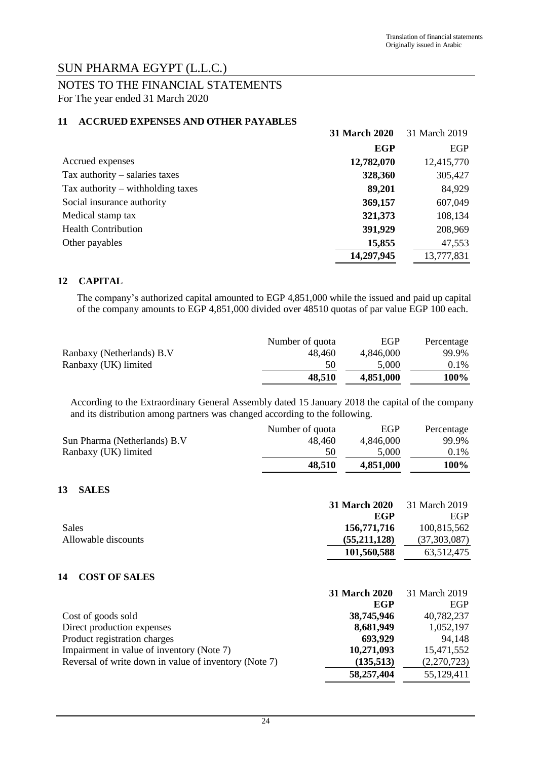Translation of financial statements
Originally issued in Arabic

# SUN PHARMA EGYPT (L.L.C.)

## NOTES TO THE FINANCIAL STATEMENTS

For The year ended 31 March 2020

### 11 ACCRUED EXPENSES AND OTHER PAYABLES

| | **31 March 2020** | 31 March 2019 |
|---|---|---|
| | **EGP** | EGP |
| Accrued expenses | **12,782,070** | 12,415,770 |
| Tax authority – salaries taxes | **328,360** | 305,427 |
| Tax authority – withholding taxes | **89,201** | 84,929 |
| Social insurance authority | **369,157** | 607,049 |
| Medical stamp tax | **321,373** | 108,134 |
| Health Contribution | **391,929** | 208,969 |
| Other payables | **15,855** | 47,553 |
| | **14,297,945** | 13,777,831 |

### 12 CAPITAL

The company's authorized capital amounted to EGP 4,851,000 while the issued and paid up capital of the company amounts to EGP 4,851,000 divided over 48510 quotas of par value EGP 100 each.

| | Number of quota | EGP | Percentage |
|---|---|---|---|
| Ranbaxy (Netherlands) B.V | 48,460 | 4,846,000 | 99.9% |
| Ranbaxy (UK) limited | 50 | 5,000 | 0.1% |
| | **48,510** | **4,851,000** | **100%** |

According to the Extraordinary General Assembly dated 15 January 2018 the capital of the company and its distribution among partners was changed according to the following.

| | Number of quota | EGP | Percentage |
|---|---|---|---|
| Sun Pharma (Netherlands) B.V | 48,460 | 4,846,000 | 99.9% |
| Ranbaxy (UK) limited | 50 | 5,000 | 0.1% |
| | **48,510** | **4,851,000** | **100%** |

### 13 SALES

| | **31 March 2020** | 31 March 2019 |
|---|---|---|
| | **EGP** | EGP |
| Sales | **156,771,716** | 100,815,562 |
| Allowable discounts | **(55,211,128)** | (37,303,087) |
| | **101,560,588** | 63,512,475 |

### 14 COST OF SALES

| | **31 March 2020** | 31 March 2019 |
|---|---|---|
| | **EGP** | EGP |
| Cost of goods sold | **38,745,946** | 40,782,237 |
| Direct production expenses | **8,681,949** | 1,052,197 |
| Product registration charges | **693,929** | 94,148 |
| Impairment in value of inventory (Note 7) | **10,271,093** | 15,471,552 |
| Reversal of write down in value of inventory (Note 7) | **(135,513)** | (2,270,723) |
| | **58,257,404** | 55,129,411 |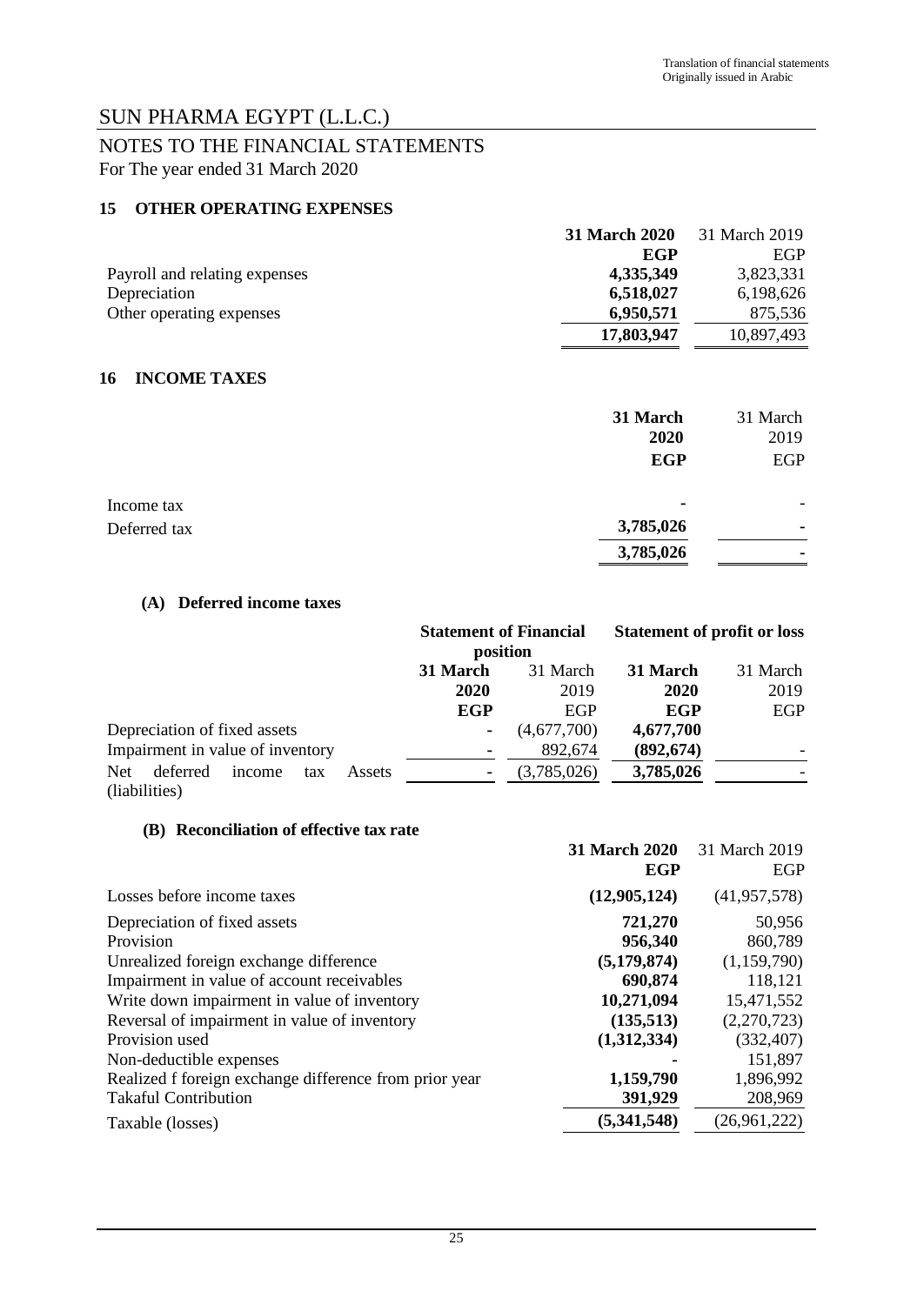Translation of financial statements
Originally issued in Arabic

# SUN PHARMA EGYPT (L.L.C.)

## NOTES TO THE FINANCIAL STATEMENTS

For The year ended 31 March 2020

### 15 OTHER OPERATING EXPENSES

| | **31 March 2020** | 31 March 2019 |
|---|---|---|
| | **EGP** | EGP |
| Payroll and relating expenses | **4,335,349** | 3,823,331 |
| Depreciation | **6,518,027** | 6,198,626 |
| Other operating expenses | **6,950,571** | 875,536 |
| | **17,803,947** | 10,897,493 |

### 16 INCOME TAXES

| | **31 March 2020** | 31 March 2019 |
|---|---|---|
| | **EGP** | EGP |
| Income tax | **-** | - |
| Deferred tax | **3,785,026** | - |
| | **3,785,026** | - |

#### (A) Deferred income taxes

| | **Statement of Financial position** | | **Statement of profit or loss** | |
|---|---|---|---|---|
| | **31 March 2020** | 31 March 2019 | **31 March 2020** | 31 March 2019 |
| | **EGP** | EGP | **EGP** | EGP |
| Depreciation of fixed assets | **-** | (4,677,700) | **4,677,700** | |
| Impairment in value of inventory | **-** | 892,674 | **(892,674)** | - |
| Net deferred income tax Assets (liabilities) | **-** | (3,785,026) | **3,785,026** | - |

#### (B) Reconciliation of effective tax rate

| | **31 March 2020** | 31 March 2019 |
|---|---|---|
| | **EGP** | EGP |
| Losses before income taxes | **(12,905,124)** | (41,957,578) |
| Depreciation of fixed assets | **721,270** | 50,956 |
| Provision | **956,340** | 860,789 |
| Unrealized foreign exchange difference | **(5,179,874)** | (1,159,790) |
| Impairment in value of account receivables | **690,874** | 118,121 |
| Write down impairment in value of inventory | **10,271,094** | 15,471,552 |
| Reversal of impairment in value of inventory | **(135,513)** | (2,270,723) |
| Provision used | **(1,312,334)** | (332,407) |
| Non-deductible expenses | **-** | 151,897 |
| Realized f foreign exchange difference from prior year | **1,159,790** | 1,896,992 |
| Takaful Contribution | **391,929** | 208,969 |
| Taxable (losses) | **(5,341,548)** | (26,961,222) |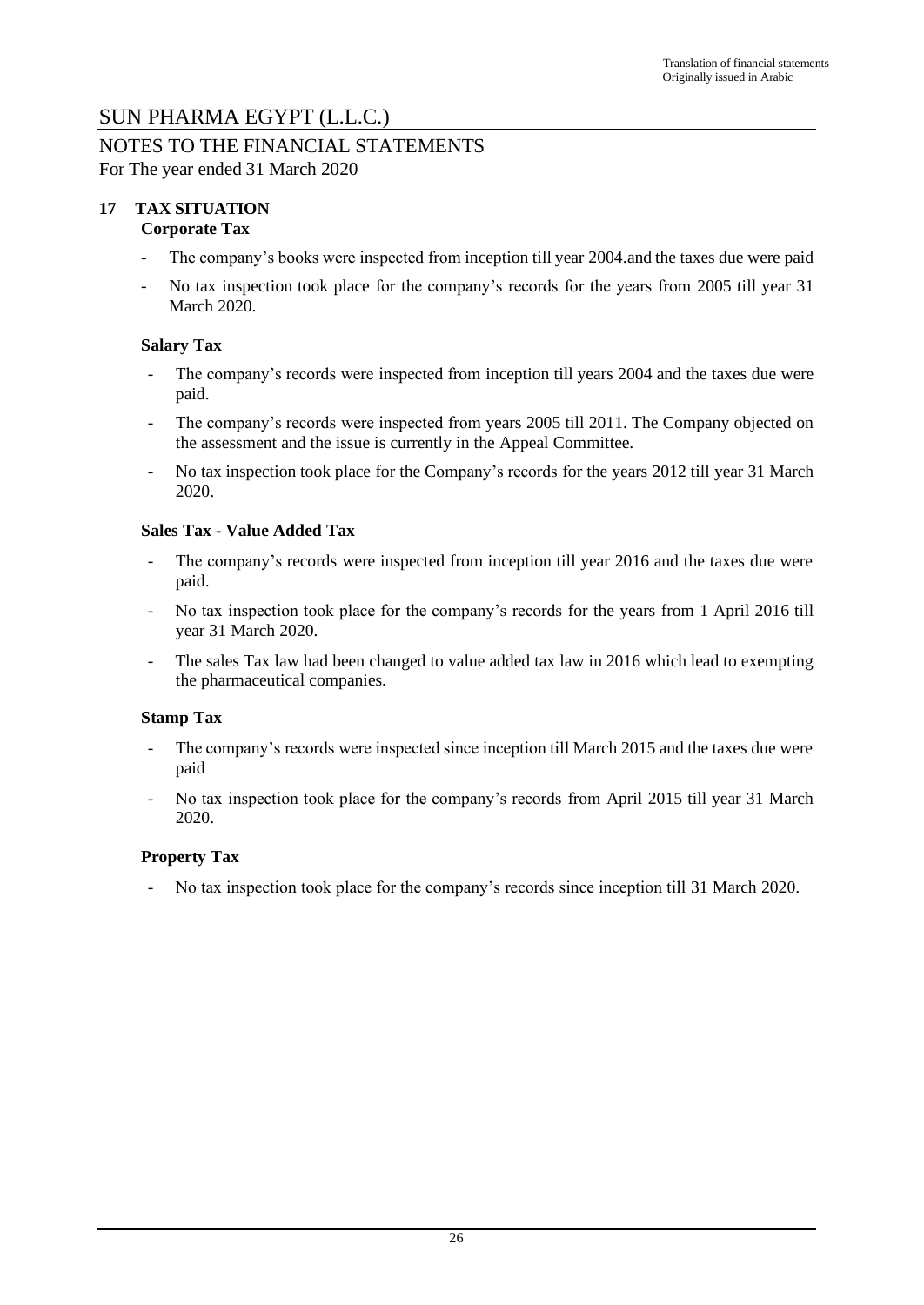Translation of financial statements
Originally issued in Arabic

# SUN PHARMA EGYPT (L.L.C.)

## NOTES TO THE FINANCIAL STATEMENTS

For The year ended 31 March 2020

### 17 TAX SITUATION

**Corporate Tax**

- The company's books were inspected from inception till year 2004.and the taxes due were paid
- No tax inspection took place for the company's records for the years from 2005 till year 31 March 2020.

**Salary Tax**

- The company's records were inspected from inception till years 2004 and the taxes due were paid.
- The company's records were inspected from years 2005 till 2011. The Company objected on the assessment and the issue is currently in the Appeal Committee.
- No tax inspection took place for the Company's records for the years 2012 till year 31 March 2020.

**Sales Tax - Value Added Tax**

- The company's records were inspected from inception till year 2016 and the taxes due were paid.
- No tax inspection took place for the company's records for the years from 1 April 2016 till year 31 March 2020.
- The sales Tax law had been changed to value added tax law in 2016 which lead to exempting the pharmaceutical companies.

**Stamp Tax**

- The company's records were inspected since inception till March 2015 and the taxes due were paid
- No tax inspection took place for the company's records from April 2015 till year 31 March 2020.

**Property Tax**

- No tax inspection took place for the company's records since inception till 31 March 2020.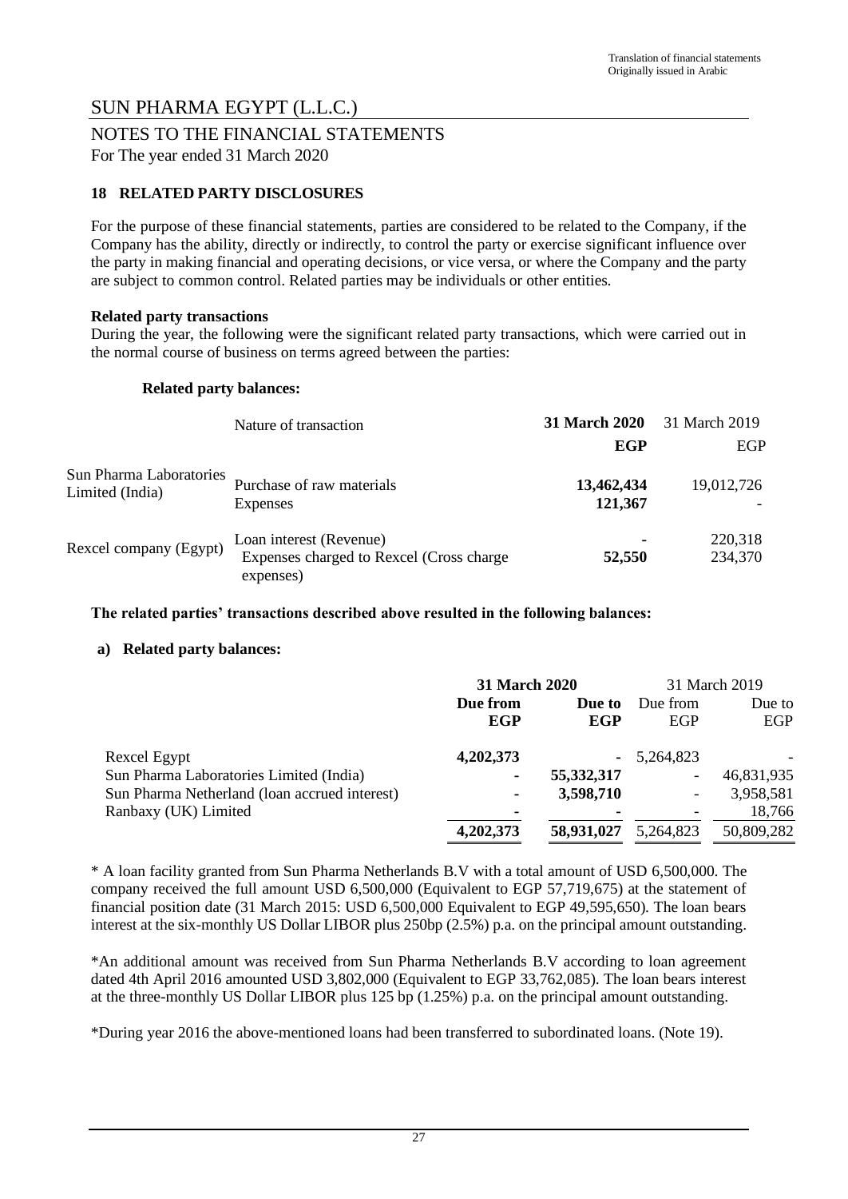Translation of financial statements
Originally issued in Arabic

# SUN PHARMA EGYPT (L.L.C.)

## NOTES TO THE FINANCIAL STATEMENTS

For The year ended 31 March 2020

### 18 RELATED PARTY DISCLOSURES

For the purpose of these financial statements, parties are considered to be related to the Company, if the Company has the ability, directly or indirectly, to control the party or exercise significant influence over the party in making financial and operating decisions, or vice versa, or where the Company and the party are subject to common control. Related parties may be individuals or other entities.

**Related party transactions**

During the year, the following were the significant related party transactions, which were carried out in the normal course of business on terms agreed between the parties:

**Related party balances:**

| | Nature of transaction | **31 March 2020** | 31 March 2019 |
|---|---|---|---|
| | | **EGP** | EGP |
| Sun Pharma Laboratories Limited (India) | Purchase of raw materials | **13,462,434** | 19,012,726 |
| | Expenses | **121,367** | - |
| Rexcel company (Egypt) | Loan interest (Revenue) | **-** | 220,318 |
| | Expenses charged to Rexcel (Cross charge expenses) | **52,550** | 234,370 |

**The related parties' transactions described above resulted in the following balances:**

**a) Related party balances:**

| | **31 March 2020** | | 31 March 2019 | |
|---|---|---|---|---|
| | **Due from** | **Due to** | Due from | Due to |
| | **EGP** | **EGP** | EGP | EGP |
| Rexcel Egypt | **4,202,373** | **-** | 5,264,823 | - |
| Sun Pharma Laboratories Limited (India) | **-** | **55,332,317** | - | 46,831,935 |
| Sun Pharma Netherland (loan accrued interest) | **-** | **3,598,710** | - | 3,958,581 |
| Ranbaxy (UK) Limited | **-** | **-** | - | 18,766 |
| | **4,202,373** | **58,931,027** | 5,264,823 | 50,809,282 |

* A loan facility granted from Sun Pharma Netherlands B.V with a total amount of USD 6,500,000. The company received the full amount USD 6,500,000 (Equivalent to EGP 57,719,675) at the statement of financial position date (31 March 2015: USD 6,500,000 Equivalent to EGP 49,595,650). The loan bears interest at the six-monthly US Dollar LIBOR plus 250bp (2.5%) p.a. on the principal amount outstanding.

*An additional amount was received from Sun Pharma Netherlands B.V according to loan agreement dated 4th April 2016 amounted USD 3,802,000 (Equivalent to EGP 33,762,085). The loan bears interest at the three-monthly US Dollar LIBOR plus 125 bp (1.25%) p.a. on the principal amount outstanding.

*During year 2016 the above-mentioned loans had been transferred to subordinated loans. (Note 19).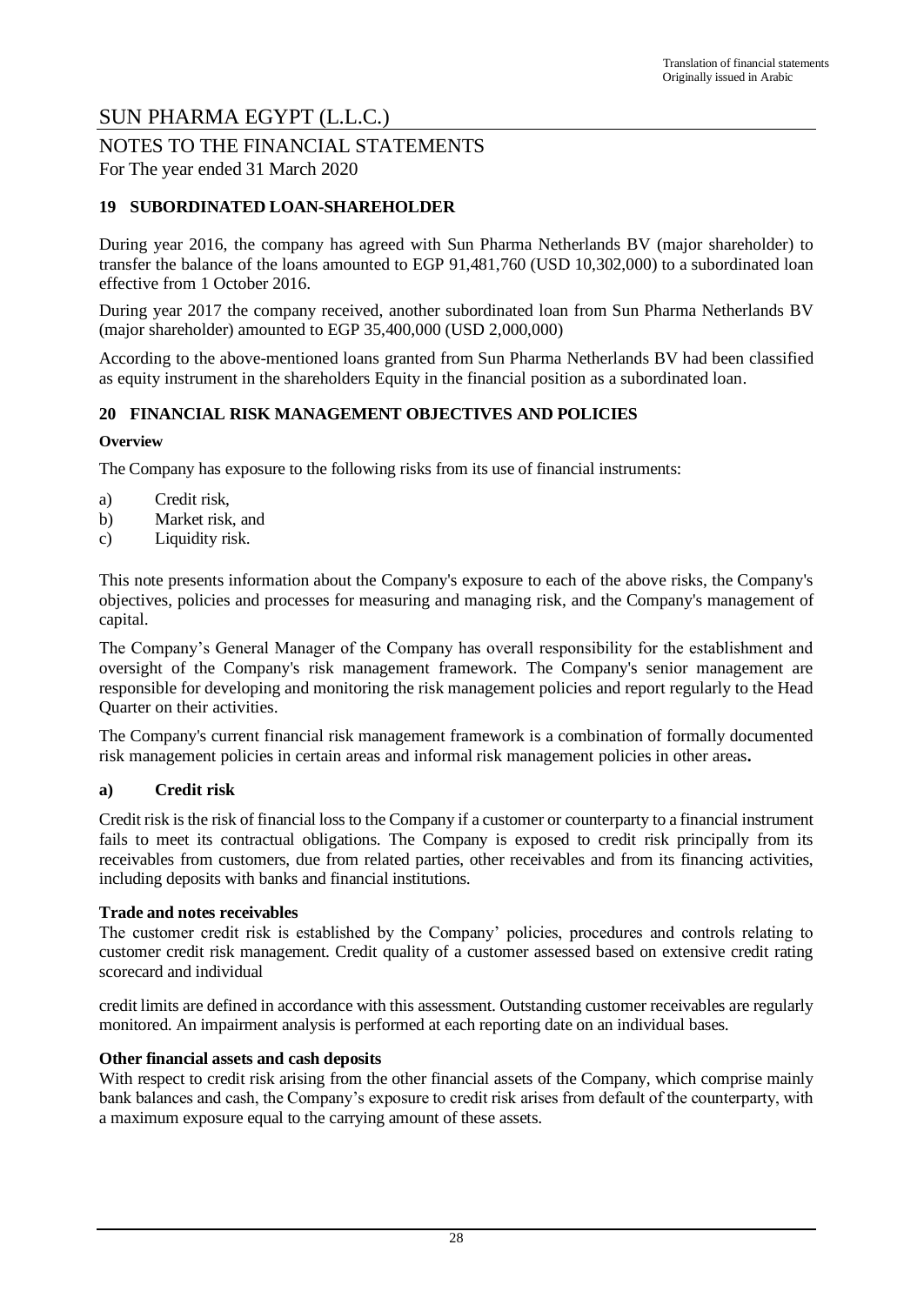# SUN PHARMA EGYPT (L.L.C.)

## NOTES TO THE FINANCIAL STATEMENTS

For The year ended 31 March 2020

### 19 SUBORDINATED LOAN-SHAREHOLDER

During year 2016, the company has agreed with Sun Pharma Netherlands BV (major shareholder) to transfer the balance of the loans amounted to EGP 91,481,760 (USD 10,302,000) to a subordinated loan effective from 1 October 2016.

During year 2017 the company received, another subordinated loan from Sun Pharma Netherlands BV (major shareholder) amounted to EGP 35,400,000 (USD 2,000,000)

According to the above-mentioned loans granted from Sun Pharma Netherlands BV had been classified as equity instrument in the shareholders Equity in the financial position as a subordinated loan.

### 20 FINANCIAL RISK MANAGEMENT OBJECTIVES AND POLICIES

**Overview**

The Company has exposure to the following risks from its use of financial instruments:

a) Credit risk,
b) Market risk, and
c) Liquidity risk.

This note presents information about the Company's exposure to each of the above risks, the Company's objectives, policies and processes for measuring and managing risk, and the Company's management of capital.

The Company's General Manager of the Company has overall responsibility for the establishment and oversight of the Company's risk management framework. The Company's senior management are responsible for developing and monitoring the risk management policies and report regularly to the Head Quarter on their activities.

The Company's current financial risk management framework is a combination of formally documented risk management policies in certain areas and informal risk management policies in other areas**.**

#### a) Credit risk

Credit risk is the risk of financial loss to the Company if a customer or counterparty to a financial instrument fails to meet its contractual obligations. The Company is exposed to credit risk principally from its receivables from customers, due from related parties, other receivables and from its financing activities, including deposits with banks and financial institutions.

**Trade and notes receivables**

The customer credit risk is established by the Company' policies, procedures and controls relating to customer credit risk management. Credit quality of a customer assessed based on extensive credit rating scorecard and individual

credit limits are defined in accordance with this assessment. Outstanding customer receivables are regularly monitored. An impairment analysis is performed at each reporting date on an individual bases.

**Other financial assets and cash deposits**

With respect to credit risk arising from the other financial assets of the Company, which comprise mainly bank balances and cash, the Company's exposure to credit risk arises from default of the counterparty, with a maximum exposure equal to the carrying amount of these assets.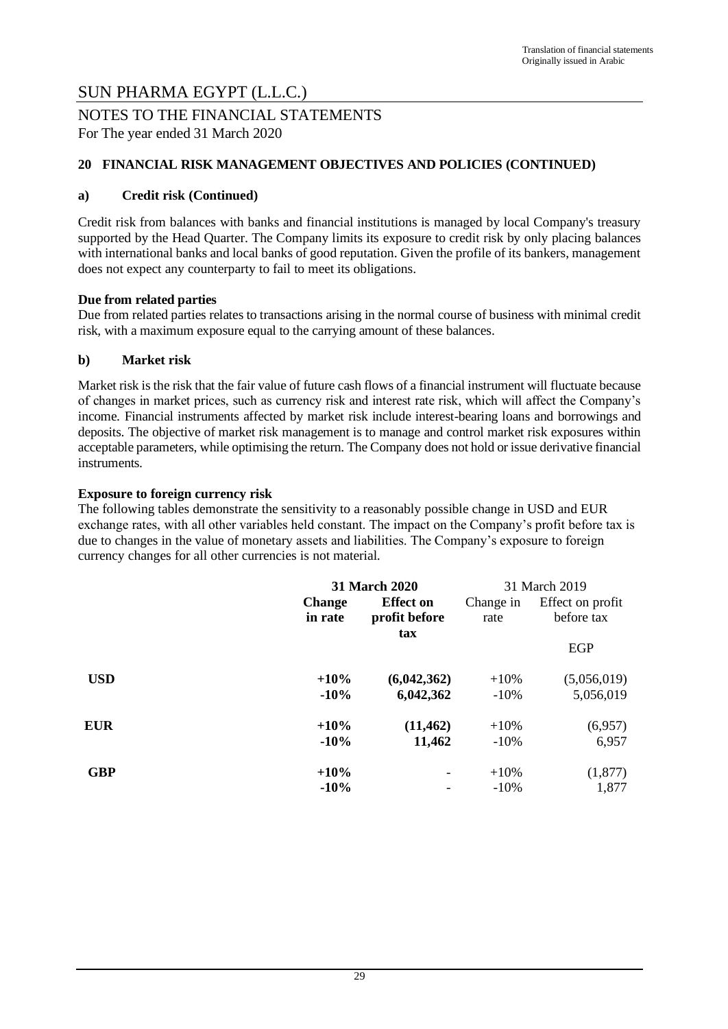# SUN PHARMA EGYPT (L.L.C.)

## NOTES TO THE FINANCIAL STATEMENTS

For The year ended 31 March 2020

### 20 FINANCIAL RISK MANAGEMENT OBJECTIVES AND POLICIES (CONTINUED)

#### a) Credit risk (Continued)

Credit risk from balances with banks and financial institutions is managed by local Company's treasury supported by the Head Quarter. The Company limits its exposure to credit risk by only placing balances with international banks and local banks of good reputation. Given the profile of its bankers, management does not expect any counterparty to fail to meet its obligations.

**Due from related parties**

Due from related parties relates to transactions arising in the normal course of business with minimal credit risk, with a maximum exposure equal to the carrying amount of these balances.

#### b) Market risk

Market risk is the risk that the fair value of future cash flows of a financial instrument will fluctuate because of changes in market prices, such as currency risk and interest rate risk, which will affect the Company's income. Financial instruments affected by market risk include interest-bearing loans and borrowings and deposits. The objective of market risk management is to manage and control market risk exposures within acceptable parameters, while optimising the return. The Company does not hold or issue derivative financial instruments.

**Exposure to foreign currency risk**

The following tables demonstrate the sensitivity to a reasonably possible change in USD and EUR exchange rates, with all other variables held constant. The impact on the Company's profit before tax is due to changes in the value of monetary assets and liabilities. The Company's exposure to foreign currency changes for all other currencies is not material.

| | **31 March 2020** | | 31 March 2019 | |
|---|---|---|---|---|
| | **Change in rate** | **Effect on profit before tax** | Change in rate | Effect on profit before tax |
| | | | | EGP |
| **USD** | **+10%** | **(6,042,362)** | +10% | (5,056,019) |
| | **-10%** | **6,042,362** | -10% | 5,056,019 |
| **EUR** | **+10%** | **(11,462)** | +10% | (6,957) |
| | **-10%** | **11,462** | -10% | 6,957 |
| **GBP** | **+10%** | - | +10% | (1,877) |
| | **-10%** | - | -10% | 1,877 |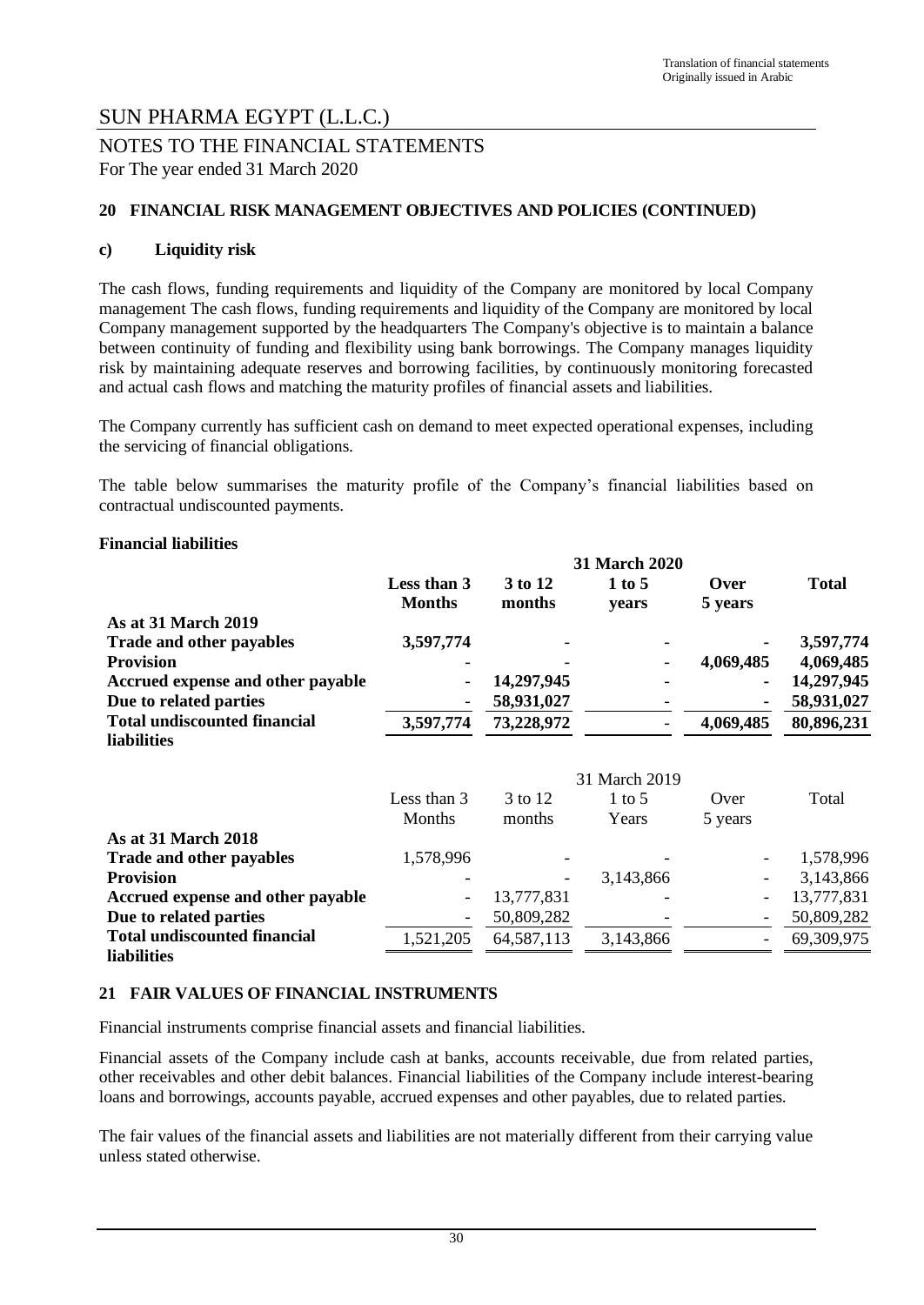Translation of financial statements
Originally issued in Arabic

# SUN PHARMA EGYPT (L.L.C.)

## NOTES TO THE FINANCIAL STATEMENTS

For The year ended 31 March 2020

### 20 FINANCIAL RISK MANAGEMENT OBJECTIVES AND POLICIES (CONTINUED)

#### c) Liquidity risk

The cash flows, funding requirements and liquidity of the Company are monitored by local Company management The cash flows, funding requirements and liquidity of the Company are monitored by local Company management supported by the headquarters The Company's objective is to maintain a balance between continuity of funding and flexibility using bank borrowings. The Company manages liquidity risk by maintaining adequate reserves and borrowing facilities, by continuously monitoring forecasted and actual cash flows and matching the maturity profiles of financial assets and liabilities.

The Company currently has sufficient cash on demand to meet expected operational expenses, including the servicing of financial obligations.

The table below summarises the maturity profile of the Company's financial liabilities based on contractual undiscounted payments.

**Financial liabilities**

| | **31 March 2020** | | | | |
|---|---|---|---|---|---|
| | **Less than 3 Months** | **3 to 12 months** | **1 to 5 years** | **Over 5 years** | **Total** |
| **As at 31 March 2019** | | | | | |
| **Trade and other payables** | **3,597,774** | **-** | **-** | **-** | **3,597,774** |
| **Provision** | **-** | **-** | **-** | **4,069,485** | **4,069,485** |
| **Accrued expense and other payable** | **-** | **14,297,945** | **-** | **-** | **14,297,945** |
| **Due to related parties** | **-** | **58,931,027** | **-** | **-** | **58,931,027** |
| **Total undiscounted financial liabilities** | **3,597,774** | **73,228,972** | **-** | **4,069,485** | **80,896,231** |

| | 31 March 2019 | | | | |
|---|---|---|---|---|---|
| | Less than 3 Months | 3 to 12 months | 1 to 5 Years | Over 5 years | Total |
| **As at 31 March 2018** | | | | | |
| **Trade and other payables** | 1,578,996 | - | - | - | 1,578,996 |
| **Provision** | - | - | 3,143,866 | - | 3,143,866 |
| **Accrued expense and other payable** | - | 13,777,831 | - | - | 13,777,831 |
| **Due to related parties** | - | 50,809,282 | - | - | 50,809,282 |
| **Total undiscounted financial liabilities** | 1,521,205 | 64,587,113 | 3,143,866 | - | 69,309,975 |

### 21 FAIR VALUES OF FINANCIAL INSTRUMENTS

Financial instruments comprise financial assets and financial liabilities.

Financial assets of the Company include cash at banks, accounts receivable, due from related parties, other receivables and other debit balances. Financial liabilities of the Company include interest-bearing loans and borrowings, accounts payable, accrued expenses and other payables, due to related parties.

The fair values of the financial assets and liabilities are not materially different from their carrying value unless stated otherwise.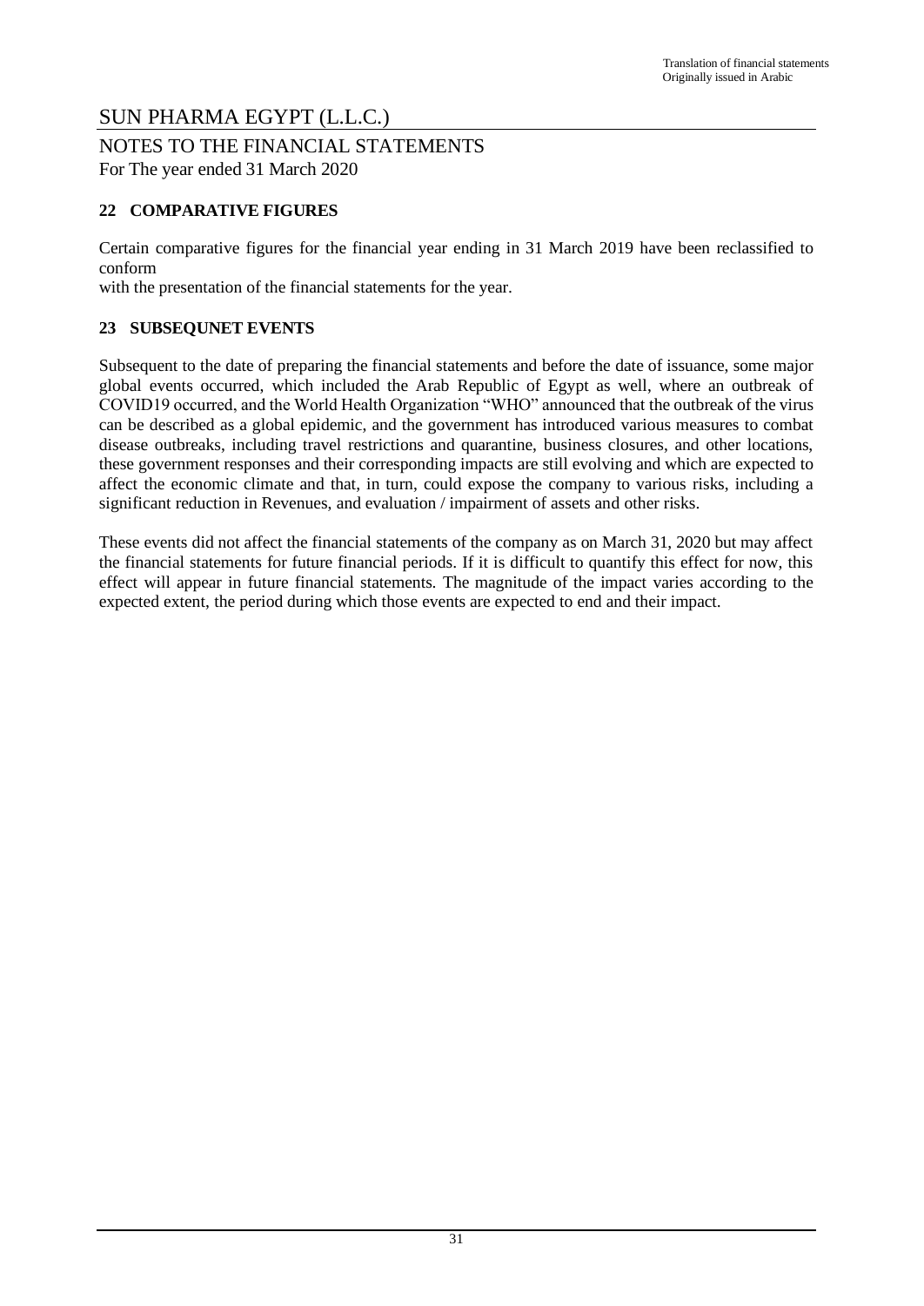Translation of financial statements
Originally issued in Arabic

# SUN PHARMA EGYPT (L.L.C.)

## NOTES TO THE FINANCIAL STATEMENTS

For The year ended 31 March 2020

### 22 COMPARATIVE FIGURES

Certain comparative figures for the financial year ending in 31 March 2019 have been reclassified to conform
with the presentation of the financial statements for the year.

### 23 SUBSEQUNET EVENTS

Subsequent to the date of preparing the financial statements and before the date of issuance, some major global events occurred, which included the Arab Republic of Egypt as well, where an outbreak of COVID19 occurred, and the World Health Organization "WHO" announced that the outbreak of the virus can be described as a global epidemic, and the government has introduced various measures to combat disease outbreaks, including travel restrictions and quarantine, business closures, and other locations, these government responses and their corresponding impacts are still evolving and which are expected to affect the economic climate and that, in turn, could expose the company to various risks, including a significant reduction in Revenues, and evaluation / impairment of assets and other risks.

These events did not affect the financial statements of the company as on March 31, 2020 but may affect the financial statements for future financial periods. If it is difficult to quantify this effect for now, this effect will appear in future financial statements. The magnitude of the impact varies according to the expected extent, the period during which those events are expected to end and their impact.